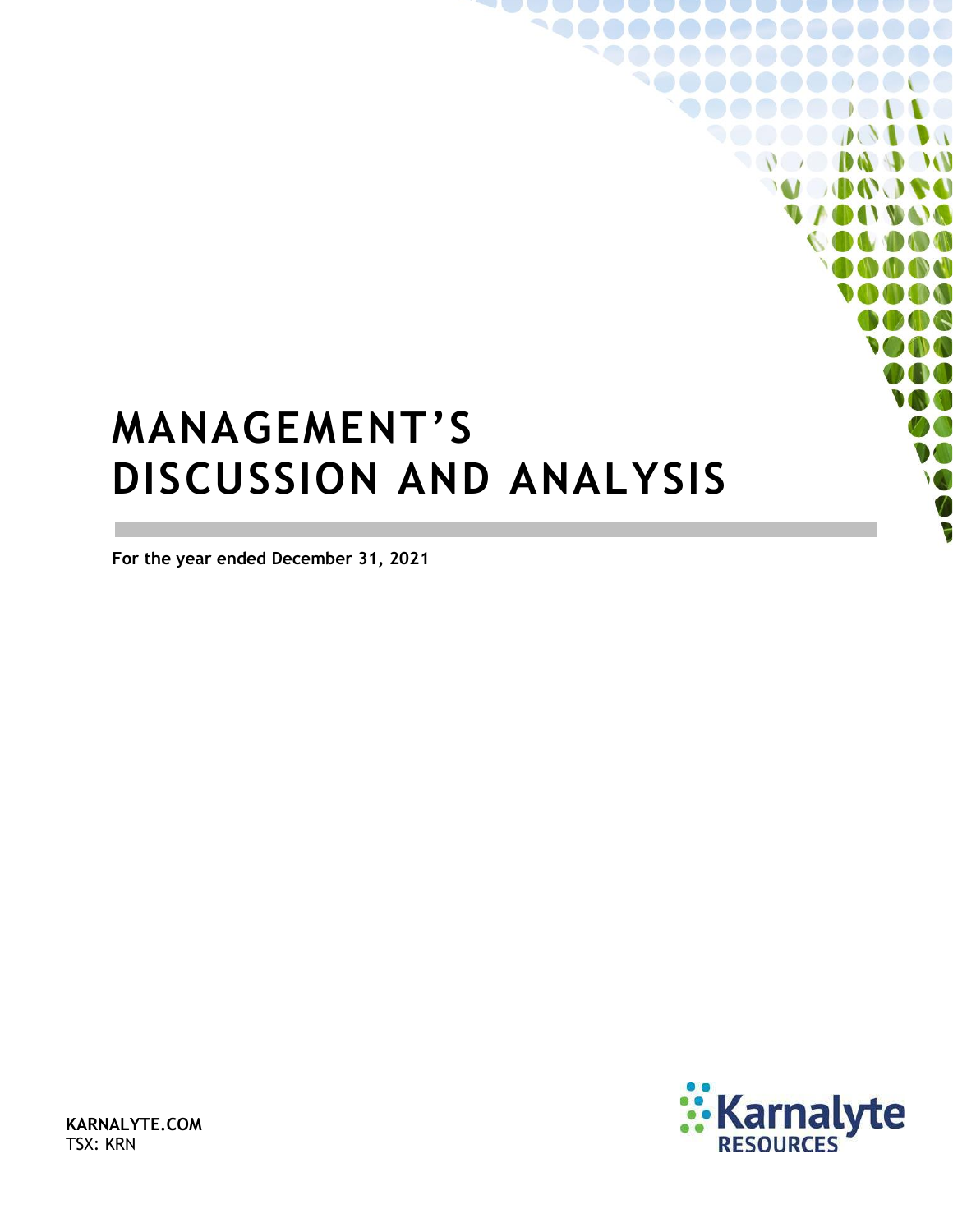# MANAGEMENT'S DISCUSSION AND ANALYSIS

**For the year ended December 31, 2021**

**KARNALYTE.COM**
TSX: KRN

Karnalyte RESOURCES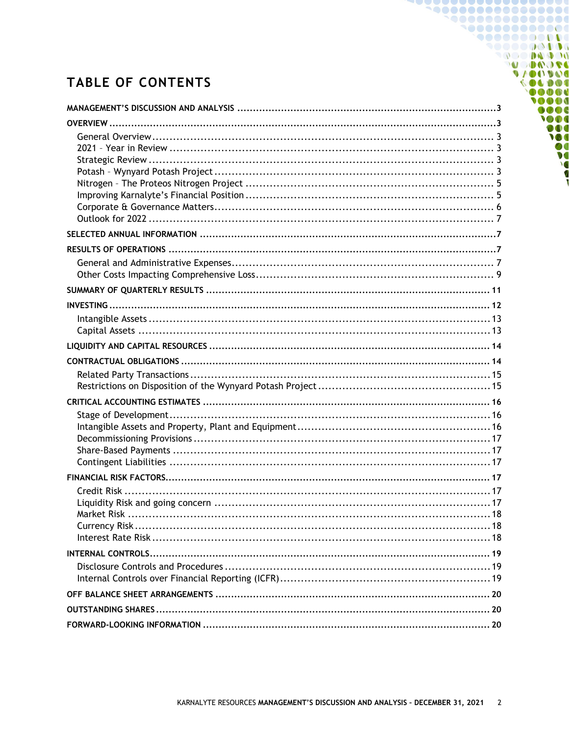# TABLE OF CONTENTS

**MANAGEMENT'S DISCUSSION AND ANALYSIS** .......... 3

**OVERVIEW** .......... 3

- General Overview .......... 3
- 2021 – Year in Review .......... 3
- Strategic Review .......... 3
- Potash – Wynyard Potash Project .......... 3
- Nitrogen – The Proteos Nitrogen Project .......... 5
- Improving Karnalyte's Financial Position .......... 5
- Corporate & Governance Matters .......... 6
- Outlook for 2022 .......... 7

**SELECTED ANNUAL INFORMATION** .......... 7

**RESULTS OF OPERATIONS** .......... 7

- General and Administrative Expenses .......... 7
- Other Costs Impacting Comprehensive Loss .......... 9

**SUMMARY OF QUARTERLY RESULTS** .......... 11

**INVESTING** .......... 12

- Intangible Assets .......... 13
- Capital Assets .......... 13

**LIQUIDITY AND CAPITAL RESOURCES** .......... 14

**CONTRACTUAL OBLIGATIONS** .......... 14

- Related Party Transactions .......... 15
- Restrictions on Disposition of the Wynyard Potash Project .......... 15

**CRITICAL ACCOUNTING ESTIMATES** .......... 16

- Stage of Development .......... 16
- Intangible Assets and Property, Plant and Equipment .......... 16
- Decommissioning Provisions .......... 17
- Share-Based Payments .......... 17
- Contingent Liabilities .......... 17

**FINANCIAL RISK FACTORS** .......... 17

- Credit Risk .......... 17
- Liquidity Risk and going concern .......... 17
- Market Risk .......... 18
- Currency Risk .......... 18
- Interest Rate Risk .......... 18

**INTERNAL CONTROLS** .......... 19

- Disclosure Controls and Procedures .......... 19
- Internal Controls over Financial Reporting (ICFR) .......... 19

**OFF BALANCE SHEET ARRANGEMENTS** .......... 20

**OUTSTANDING SHARES** .......... 20

**FORWARD-LOOKING INFORMATION** .......... 20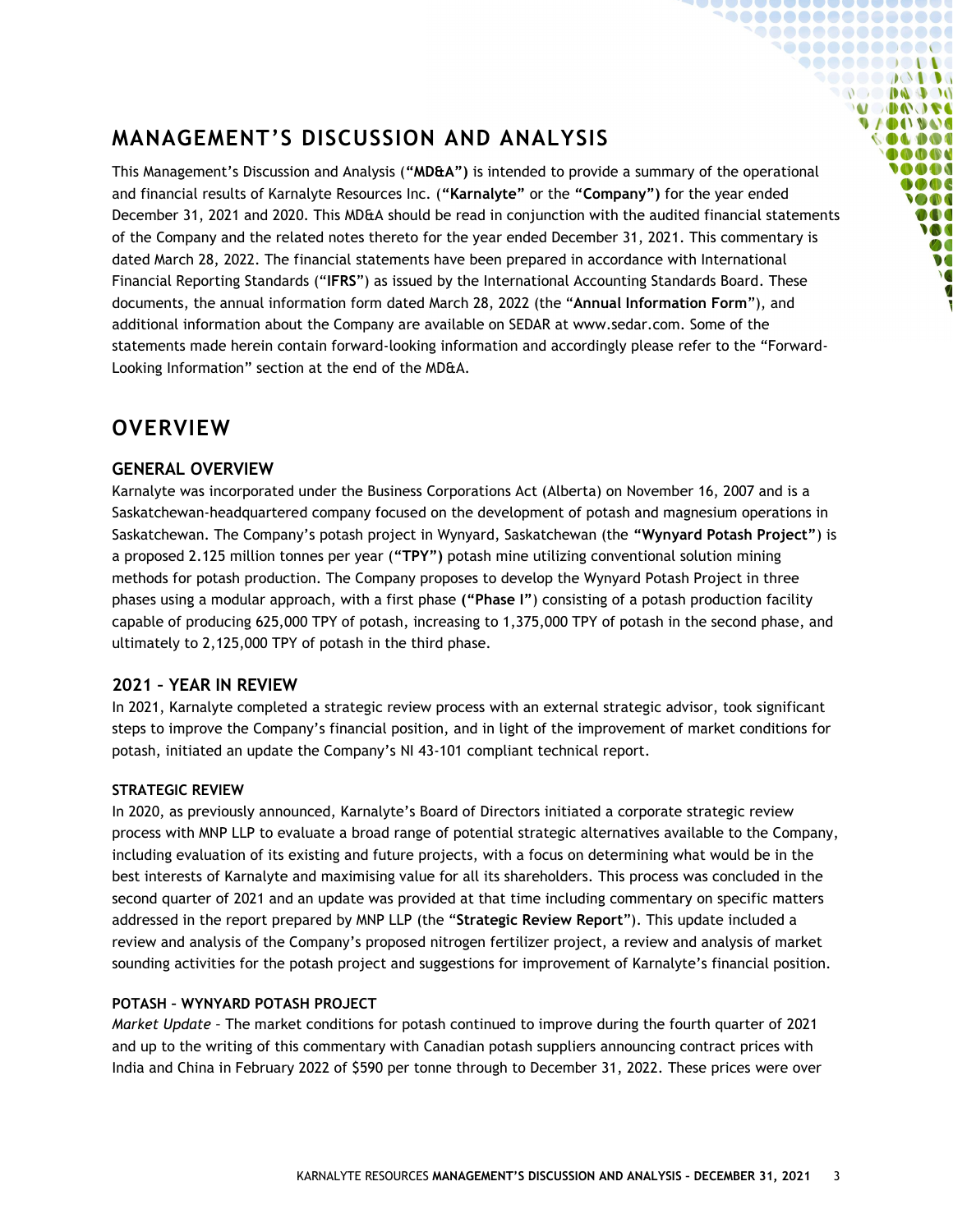# MANAGEMENT'S DISCUSSION AND ANALYSIS

This Management's Discussion and Analysis (**"MD&A")** is intended to provide a summary of the operational and financial results of Karnalyte Resources Inc. (**"Karnalyte"** or the **"Company")** for the year ended December 31, 2021 and 2020. This MD&A should be read in conjunction with the audited financial statements of the Company and the related notes thereto for the year ended December 31, 2021. This commentary is dated March 28, 2022. The financial statements have been prepared in accordance with International Financial Reporting Standards ("**IFRS**") as issued by the International Accounting Standards Board. These documents, the annual information form dated March 28, 2022 (the "**Annual Information Form**"), and additional information about the Company are available on SEDAR at www.sedar.com. Some of the statements made herein contain forward-looking information and accordingly please refer to the "Forward-Looking Information" section at the end of the MD&A.

# OVERVIEW

## GENERAL OVERVIEW

Karnalyte was incorporated under the Business Corporations Act (Alberta) on November 16, 2007 and is a Saskatchewan-headquartered company focused on the development of potash and magnesium operations in Saskatchewan. The Company's potash project in Wynyard, Saskatchewan (the **"Wynyard Potash Project"**) is a proposed 2.125 million tonnes per year (**"TPY")** potash mine utilizing conventional solution mining methods for potash production. The Company proposes to develop the Wynyard Potash Project in three phases using a modular approach, with a first phase **("Phase I"**) consisting of a potash production facility capable of producing 625,000 TPY of potash, increasing to 1,375,000 TPY of potash in the second phase, and ultimately to 2,125,000 TPY of potash in the third phase.

## 2021 – YEAR IN REVIEW

In 2021, Karnalyte completed a strategic review process with an external strategic advisor, took significant steps to improve the Company's financial position, and in light of the improvement of market conditions for potash, initiated an update the Company's NI 43-101 compliant technical report.

### STRATEGIC REVIEW

In 2020, as previously announced, Karnalyte's Board of Directors initiated a corporate strategic review process with MNP LLP to evaluate a broad range of potential strategic alternatives available to the Company, including evaluation of its existing and future projects, with a focus on determining what would be in the best interests of Karnalyte and maximising value for all its shareholders. This process was concluded in the second quarter of 2021 and an update was provided at that time including commentary on specific matters addressed in the report prepared by MNP LLP (the "**Strategic Review Report**"). This update included a review and analysis of the Company's proposed nitrogen fertilizer project, a review and analysis of market sounding activities for the potash project and suggestions for improvement of Karnalyte's financial position.

### POTASH – WYNYARD POTASH PROJECT

*Market Update* – The market conditions for potash continued to improve during the fourth quarter of 2021 and up to the writing of this commentary with Canadian potash suppliers announcing contract prices with India and China in February 2022 of $590 per tonne through to December 31, 2022. These prices were over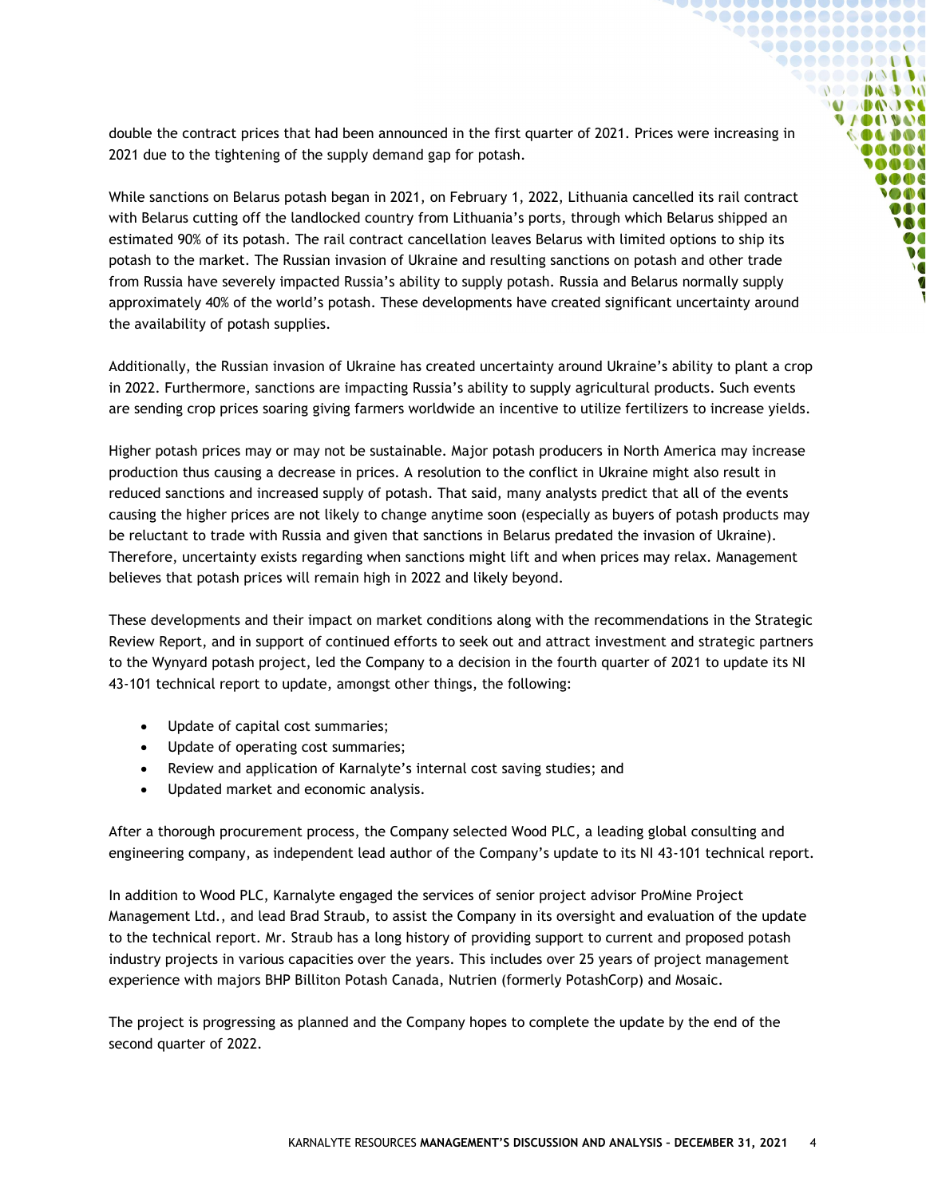double the contract prices that had been announced in the first quarter of 2021. Prices were increasing in 2021 due to the tightening of the supply demand gap for potash.

While sanctions on Belarus potash began in 2021, on February 1, 2022, Lithuania cancelled its rail contract with Belarus cutting off the landlocked country from Lithuania's ports, through which Belarus shipped an estimated 90% of its potash. The rail contract cancellation leaves Belarus with limited options to ship its potash to the market. The Russian invasion of Ukraine and resulting sanctions on potash and other trade from Russia have severely impacted Russia's ability to supply potash. Russia and Belarus normally supply approximately 40% of the world's potash. These developments have created significant uncertainty around the availability of potash supplies.

Additionally, the Russian invasion of Ukraine has created uncertainty around Ukraine's ability to plant a crop in 2022. Furthermore, sanctions are impacting Russia's ability to supply agricultural products. Such events are sending crop prices soaring giving farmers worldwide an incentive to utilize fertilizers to increase yields.

Higher potash prices may or may not be sustainable. Major potash producers in North America may increase production thus causing a decrease in prices. A resolution to the conflict in Ukraine might also result in reduced sanctions and increased supply of potash. That said, many analysts predict that all of the events causing the higher prices are not likely to change anytime soon (especially as buyers of potash products may be reluctant to trade with Russia and given that sanctions in Belarus predated the invasion of Ukraine). Therefore, uncertainty exists regarding when sanctions might lift and when prices may relax. Management believes that potash prices will remain high in 2022 and likely beyond.

These developments and their impact on market conditions along with the recommendations in the Strategic Review Report, and in support of continued efforts to seek out and attract investment and strategic partners to the Wynyard potash project, led the Company to a decision in the fourth quarter of 2021 to update its NI 43-101 technical report to update, amongst other things, the following:

- Update of capital cost summaries;
- Update of operating cost summaries;
- Review and application of Karnalyte's internal cost saving studies; and
- Updated market and economic analysis.

After a thorough procurement process, the Company selected Wood PLC, a leading global consulting and engineering company, as independent lead author of the Company's update to its NI 43-101 technical report.

In addition to Wood PLC, Karnalyte engaged the services of senior project advisor ProMine Project Management Ltd., and lead Brad Straub, to assist the Company in its oversight and evaluation of the update to the technical report. Mr. Straub has a long history of providing support to current and proposed potash industry projects in various capacities over the years. This includes over 25 years of project management experience with majors BHP Billiton Potash Canada, Nutrien (formerly PotashCorp) and Mosaic.

The project is progressing as planned and the Company hopes to complete the update by the end of the second quarter of 2022.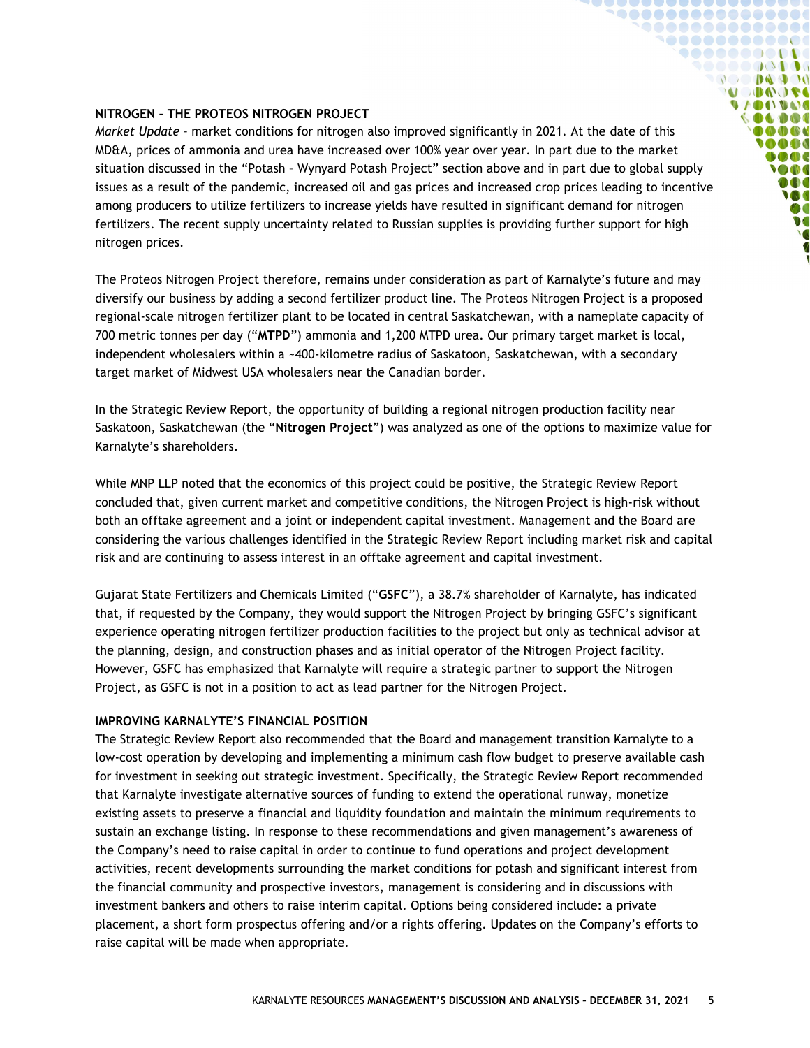**NITROGEN – THE PROTEOS NITROGEN PROJECT**

*Market Update* – market conditions for nitrogen also improved significantly in 2021. At the date of this MD&A, prices of ammonia and urea have increased over 100% year over year. In part due to the market situation discussed in the "Potash – Wynyard Potash Project" section above and in part due to global supply issues as a result of the pandemic, increased oil and gas prices and increased crop prices leading to incentive among producers to utilize fertilizers to increase yields have resulted in significant demand for nitrogen fertilizers. The recent supply uncertainty related to Russian supplies is providing further support for high nitrogen prices.

The Proteos Nitrogen Project therefore, remains under consideration as part of Karnalyte's future and may diversify our business by adding a second fertilizer product line. The Proteos Nitrogen Project is a proposed regional-scale nitrogen fertilizer plant to be located in central Saskatchewan, with a nameplate capacity of 700 metric tonnes per day ("**MTPD**") ammonia and 1,200 MTPD urea. Our primary target market is local, independent wholesalers within a ~400-kilometre radius of Saskatoon, Saskatchewan, with a secondary target market of Midwest USA wholesalers near the Canadian border.

In the Strategic Review Report, the opportunity of building a regional nitrogen production facility near Saskatoon, Saskatchewan (the "**Nitrogen Project**") was analyzed as one of the options to maximize value for Karnalyte's shareholders.

While MNP LLP noted that the economics of this project could be positive, the Strategic Review Report concluded that, given current market and competitive conditions, the Nitrogen Project is high-risk without both an offtake agreement and a joint or independent capital investment. Management and the Board are considering the various challenges identified in the Strategic Review Report including market risk and capital risk and are continuing to assess interest in an offtake agreement and capital investment.

Gujarat State Fertilizers and Chemicals Limited ("**GSFC**"), a 38.7% shareholder of Karnalyte, has indicated that, if requested by the Company, they would support the Nitrogen Project by bringing GSFC's significant experience operating nitrogen fertilizer production facilities to the project but only as technical advisor at the planning, design, and construction phases and as initial operator of the Nitrogen Project facility. However, GSFC has emphasized that Karnalyte will require a strategic partner to support the Nitrogen Project, as GSFC is not in a position to act as lead partner for the Nitrogen Project.

**IMPROVING KARNALYTE'S FINANCIAL POSITION**

The Strategic Review Report also recommended that the Board and management transition Karnalyte to a low-cost operation by developing and implementing a minimum cash flow budget to preserve available cash for investment in seeking out strategic investment. Specifically, the Strategic Review Report recommended that Karnalyte investigate alternative sources of funding to extend the operational runway, monetize existing assets to preserve a financial and liquidity foundation and maintain the minimum requirements to sustain an exchange listing. In response to these recommendations and given management's awareness of the Company's need to raise capital in order to continue to fund operations and project development activities, recent developments surrounding the market conditions for potash and significant interest from the financial community and prospective investors, management is considering and in discussions with investment bankers and others to raise interim capital. Options being considered include: a private placement, a short form prospectus offering and/or a rights offering. Updates on the Company's efforts to raise capital will be made when appropriate.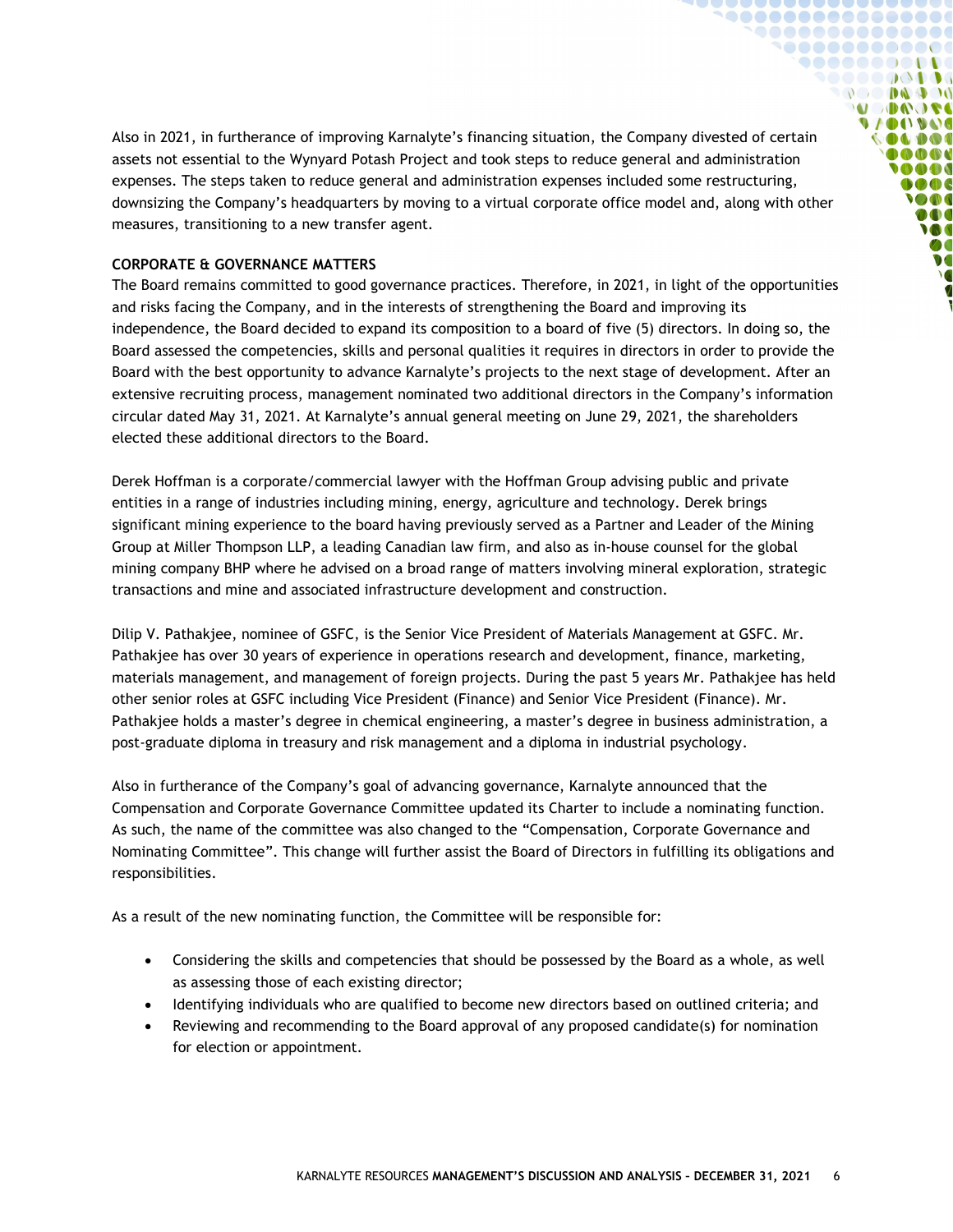Also in 2021, in furtherance of improving Karnalyte's financing situation, the Company divested of certain assets not essential to the Wynyard Potash Project and took steps to reduce general and administration expenses. The steps taken to reduce general and administration expenses included some restructuring, downsizing the Company's headquarters by moving to a virtual corporate office model and, along with other measures, transitioning to a new transfer agent.

**CORPORATE & GOVERNANCE MATTERS**

The Board remains committed to good governance practices. Therefore, in 2021, in light of the opportunities and risks facing the Company, and in the interests of strengthening the Board and improving its independence, the Board decided to expand its composition to a board of five (5) directors. In doing so, the Board assessed the competencies, skills and personal qualities it requires in directors in order to provide the Board with the best opportunity to advance Karnalyte's projects to the next stage of development. After an extensive recruiting process, management nominated two additional directors in the Company's information circular dated May 31, 2021. At Karnalyte's annual general meeting on June 29, 2021, the shareholders elected these additional directors to the Board.

Derek Hoffman is a corporate/commercial lawyer with the Hoffman Group advising public and private entities in a range of industries including mining, energy, agriculture and technology. Derek brings significant mining experience to the board having previously served as a Partner and Leader of the Mining Group at Miller Thompson LLP, a leading Canadian law firm, and also as in-house counsel for the global mining company BHP where he advised on a broad range of matters involving mineral exploration, strategic transactions and mine and associated infrastructure development and construction.

Dilip V. Pathakjee, nominee of GSFC, is the Senior Vice President of Materials Management at GSFC. Mr. Pathakjee has over 30 years of experience in operations research and development, finance, marketing, materials management, and management of foreign projects. During the past 5 years Mr. Pathakjee has held other senior roles at GSFC including Vice President (Finance) and Senior Vice President (Finance). Mr. Pathakjee holds a master's degree in chemical engineering, a master's degree in business administration, a post-graduate diploma in treasury and risk management and a diploma in industrial psychology.

Also in furtherance of the Company's goal of advancing governance, Karnalyte announced that the Compensation and Corporate Governance Committee updated its Charter to include a nominating function. As such, the name of the committee was also changed to the "Compensation, Corporate Governance and Nominating Committee". This change will further assist the Board of Directors in fulfilling its obligations and responsibilities.

As a result of the new nominating function, the Committee will be responsible for:

- Considering the skills and competencies that should be possessed by the Board as a whole, as well as assessing those of each existing director;
- Identifying individuals who are qualified to become new directors based on outlined criteria; and
- Reviewing and recommending to the Board approval of any proposed candidate(s) for nomination for election or appointment.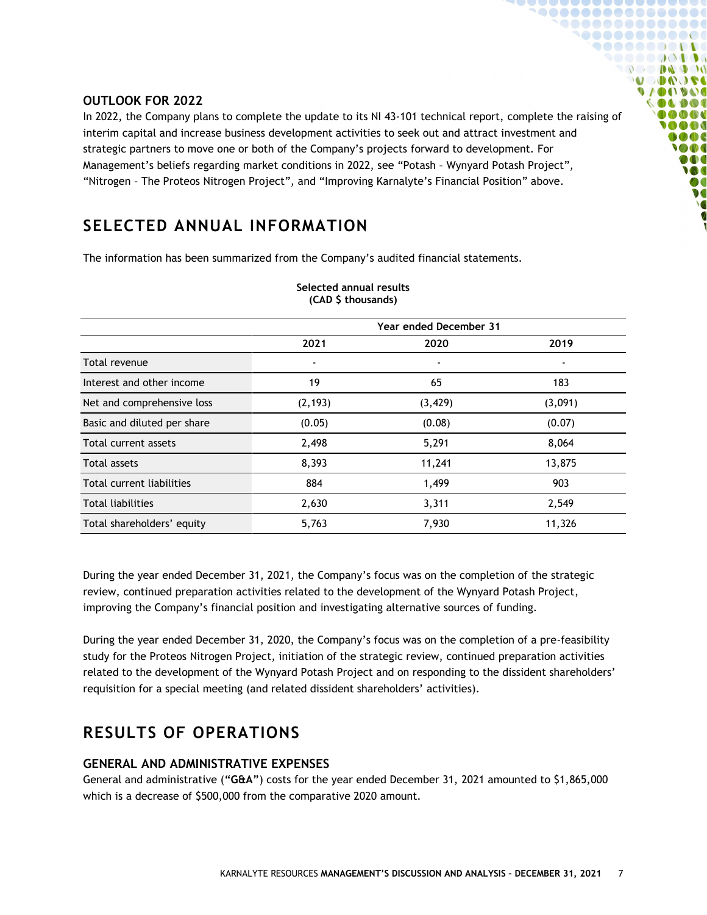### OUTLOOK FOR 2022

In 2022, the Company plans to complete the update to its NI 43-101 technical report, complete the raising of interim capital and increase business development activities to seek out and attract investment and strategic partners to move one or both of the Company's projects forward to development. For Management's beliefs regarding market conditions in 2022, see "Potash – Wynyard Potash Project", "Nitrogen – The Proteos Nitrogen Project", and "Improving Karnalyte's Financial Position" above.

## SELECTED ANNUAL INFORMATION

The information has been summarized from the Company's audited financial statements.

**Selected annual results**
**(CAD $ thousands)**

| | Year ended December 31 | | |
|---|---|---|---|
| | **2021** | **2020** | **2019** |
| Total revenue | - | - | - |
| Interest and other income | 19 | 65 | 183 |
| Net and comprehensive loss | (2,193) | (3,429) | (3,091) |
| Basic and diluted per share | (0.05) | (0.08) | (0.07) |
| Total current assets | 2,498 | 5,291 | 8,064 |
| Total assets | 8,393 | 11,241 | 13,875 |
| Total current liabilities | 884 | 1,499 | 903 |
| Total liabilities | 2,630 | 3,311 | 2,549 |
| Total shareholders' equity | 5,763 | 7,930 | 11,326 |

During the year ended December 31, 2021, the Company's focus was on the completion of the strategic review, continued preparation activities related to the development of the Wynyard Potash Project, improving the Company's financial position and investigating alternative sources of funding.

During the year ended December 31, 2020, the Company's focus was on the completion of a pre-feasibility study for the Proteos Nitrogen Project, initiation of the strategic review, continued preparation activities related to the development of the Wynyard Potash Project and on responding to the dissident shareholders' requisition for a special meeting (and related dissident shareholders' activities).

## RESULTS OF OPERATIONS

### GENERAL AND ADMINISTRATIVE EXPENSES

General and administrative (**"G&A"**) costs for the year ended December 31, 2021 amounted to $1,865,000 which is a decrease of $500,000 from the comparative 2020 amount.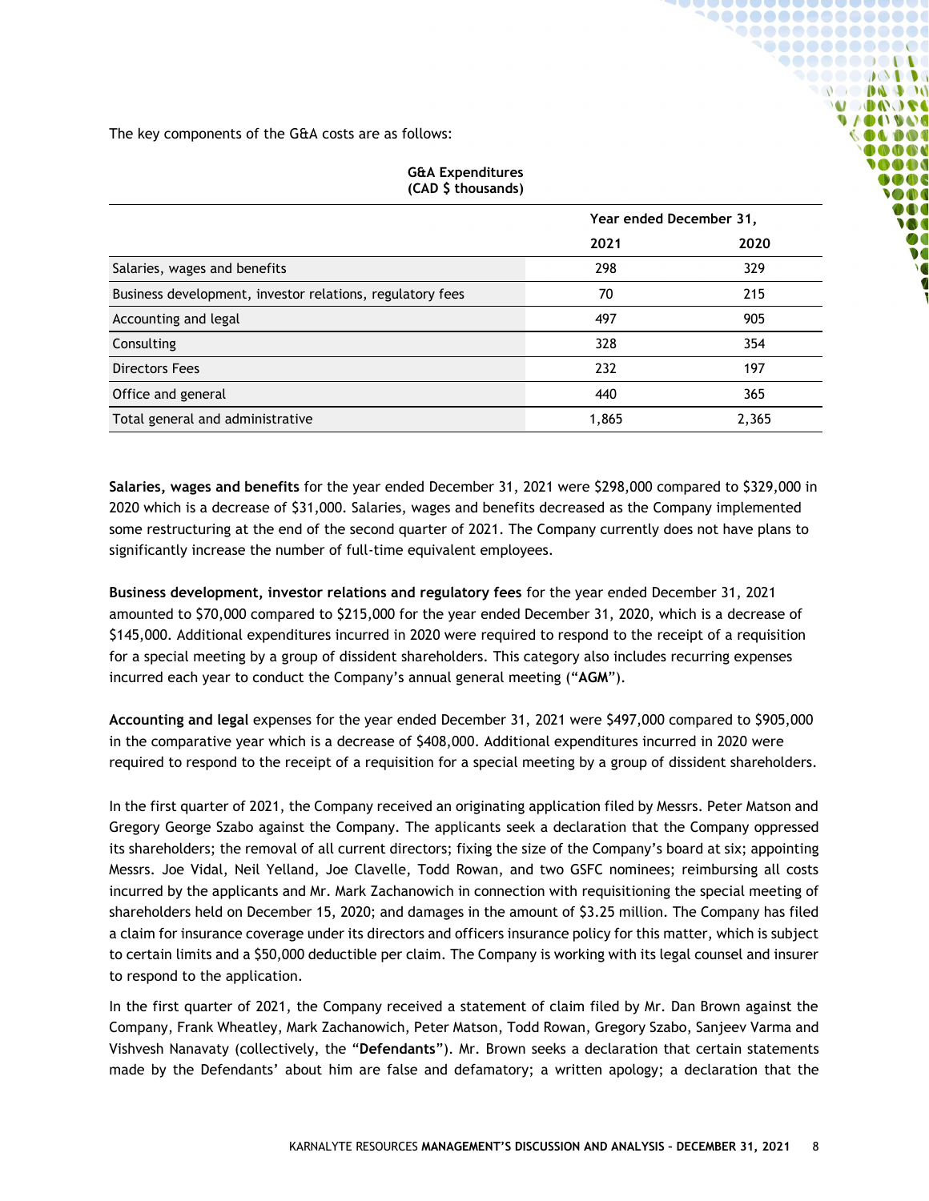The key components of the G&A costs are as follows:

| G&A Expenditures (CAD $ thousands) | | |
|---|---|---|
| | Year ended December 31, | |
| | 2021 | 2020 |
| Salaries, wages and benefits | 298 | 329 |
| Business development, investor relations, regulatory fees | 70 | 215 |
| Accounting and legal | 497 | 905 |
| Consulting | 328 | 354 |
| Directors Fees | 232 | 197 |
| Office and general | 440 | 365 |
| Total general and administrative | 1,865 | 2,365 |

**Salaries, wages and benefits** for the year ended December 31, 2021 were $298,000 compared to $329,000 in 2020 which is a decrease of $31,000. Salaries, wages and benefits decreased as the Company implemented some restructuring at the end of the second quarter of 2021. The Company currently does not have plans to significantly increase the number of full-time equivalent employees.

**Business development, investor relations and regulatory fees** for the year ended December 31, 2021 amounted to $70,000 compared to $215,000 for the year ended December 31, 2020, which is a decrease of $145,000. Additional expenditures incurred in 2020 were required to respond to the receipt of a requisition for a special meeting by a group of dissident shareholders. This category also includes recurring expenses incurred each year to conduct the Company's annual general meeting ("**AGM**").

**Accounting and legal** expenses for the year ended December 31, 2021 were $497,000 compared to $905,000 in the comparative year which is a decrease of $408,000. Additional expenditures incurred in 2020 were required to respond to the receipt of a requisition for a special meeting by a group of dissident shareholders.

In the first quarter of 2021, the Company received an originating application filed by Messrs. Peter Matson and Gregory George Szabo against the Company. The applicants seek a declaration that the Company oppressed its shareholders; the removal of all current directors; fixing the size of the Company's board at six; appointing Messrs. Joe Vidal, Neil Yelland, Joe Clavelle, Todd Rowan, and two GSFC nominees; reimbursing all costs incurred by the applicants and Mr. Mark Zachanowich in connection with requisitioning the special meeting of shareholders held on December 15, 2020; and damages in the amount of $3.25 million. The Company has filed a claim for insurance coverage under its directors and officers insurance policy for this matter, which is subject to certain limits and a $50,000 deductible per claim. The Company is working with its legal counsel and insurer to respond to the application.

In the first quarter of 2021, the Company received a statement of claim filed by Mr. Dan Brown against the Company, Frank Wheatley, Mark Zachanowich, Peter Matson, Todd Rowan, Gregory Szabo, Sanjeev Varma and Vishvesh Nanavaty (collectively, the "**Defendants**"). Mr. Brown seeks a declaration that certain statements made by the Defendants' about him are false and defamatory; a written apology; a declaration that the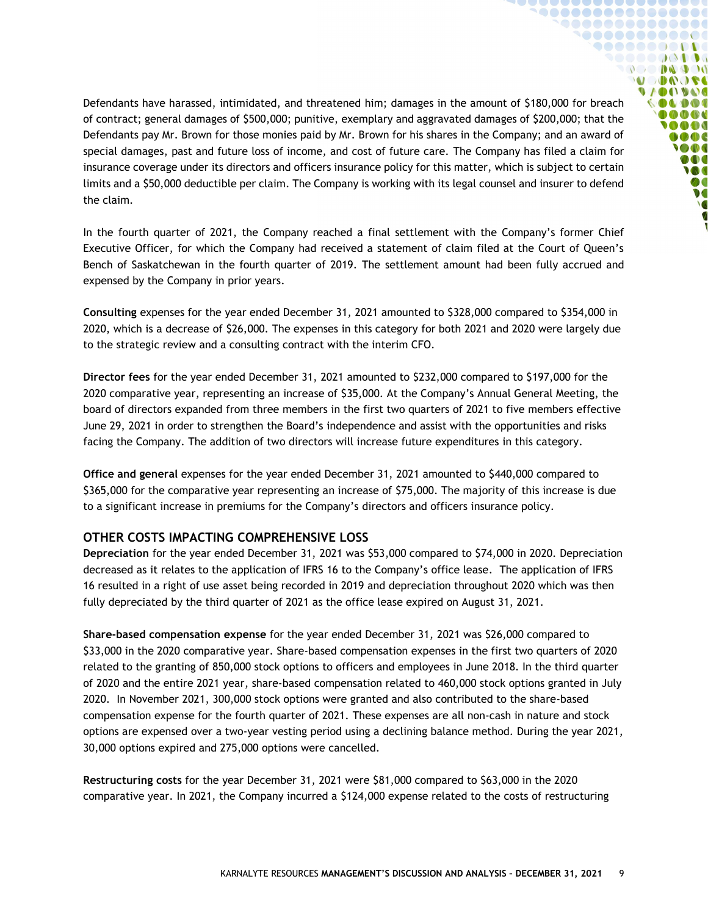Defendants have harassed, intimidated, and threatened him; damages in the amount of $180,000 for breach of contract; general damages of $500,000; punitive, exemplary and aggravated damages of $200,000; that the Defendants pay Mr. Brown for those monies paid by Mr. Brown for his shares in the Company; and an award of special damages, past and future loss of income, and cost of future care. The Company has filed a claim for insurance coverage under its directors and officers insurance policy for this matter, which is subject to certain limits and a $50,000 deductible per claim. The Company is working with its legal counsel and insurer to defend the claim.

In the fourth quarter of 2021, the Company reached a final settlement with the Company's former Chief Executive Officer, for which the Company had received a statement of claim filed at the Court of Queen's Bench of Saskatchewan in the fourth quarter of 2019. The settlement amount had been fully accrued and expensed by the Company in prior years.

**Consulting** expenses for the year ended December 31, 2021 amounted to $328,000 compared to $354,000 in 2020, which is a decrease of $26,000. The expenses in this category for both 2021 and 2020 were largely due to the strategic review and a consulting contract with the interim CFO.

**Director fees** for the year ended December 31, 2021 amounted to $232,000 compared to $197,000 for the 2020 comparative year, representing an increase of $35,000. At the Company's Annual General Meeting, the board of directors expanded from three members in the first two quarters of 2021 to five members effective June 29, 2021 in order to strengthen the Board's independence and assist with the opportunities and risks facing the Company. The addition of two directors will increase future expenditures in this category.

**Office and general** expenses for the year ended December 31, 2021 amounted to $440,000 compared to $365,000 for the comparative year representing an increase of $75,000. The majority of this increase is due to a significant increase in premiums for the Company's directors and officers insurance policy.

## OTHER COSTS IMPACTING COMPREHENSIVE LOSS

**Depreciation** for the year ended December 31, 2021 was $53,000 compared to $74,000 in 2020. Depreciation decreased as it relates to the application of IFRS 16 to the Company's office lease. The application of IFRS 16 resulted in a right of use asset being recorded in 2019 and depreciation throughout 2020 which was then fully depreciated by the third quarter of 2021 as the office lease expired on August 31, 2021.

**Share-based compensation expense** for the year ended December 31, 2021 was $26,000 compared to $33,000 in the 2020 comparative year. Share-based compensation expenses in the first two quarters of 2020 related to the granting of 850,000 stock options to officers and employees in June 2018. In the third quarter of 2020 and the entire 2021 year, share-based compensation related to 460,000 stock options granted in July 2020. In November 2021, 300,000 stock options were granted and also contributed to the share-based compensation expense for the fourth quarter of 2021. These expenses are all non-cash in nature and stock options are expensed over a two-year vesting period using a declining balance method. During the year 2021, 30,000 options expired and 275,000 options were cancelled.

**Restructuring costs** for the year December 31, 2021 were $81,000 compared to $63,000 in the 2020 comparative year. In 2021, the Company incurred a $124,000 expense related to the costs of restructuring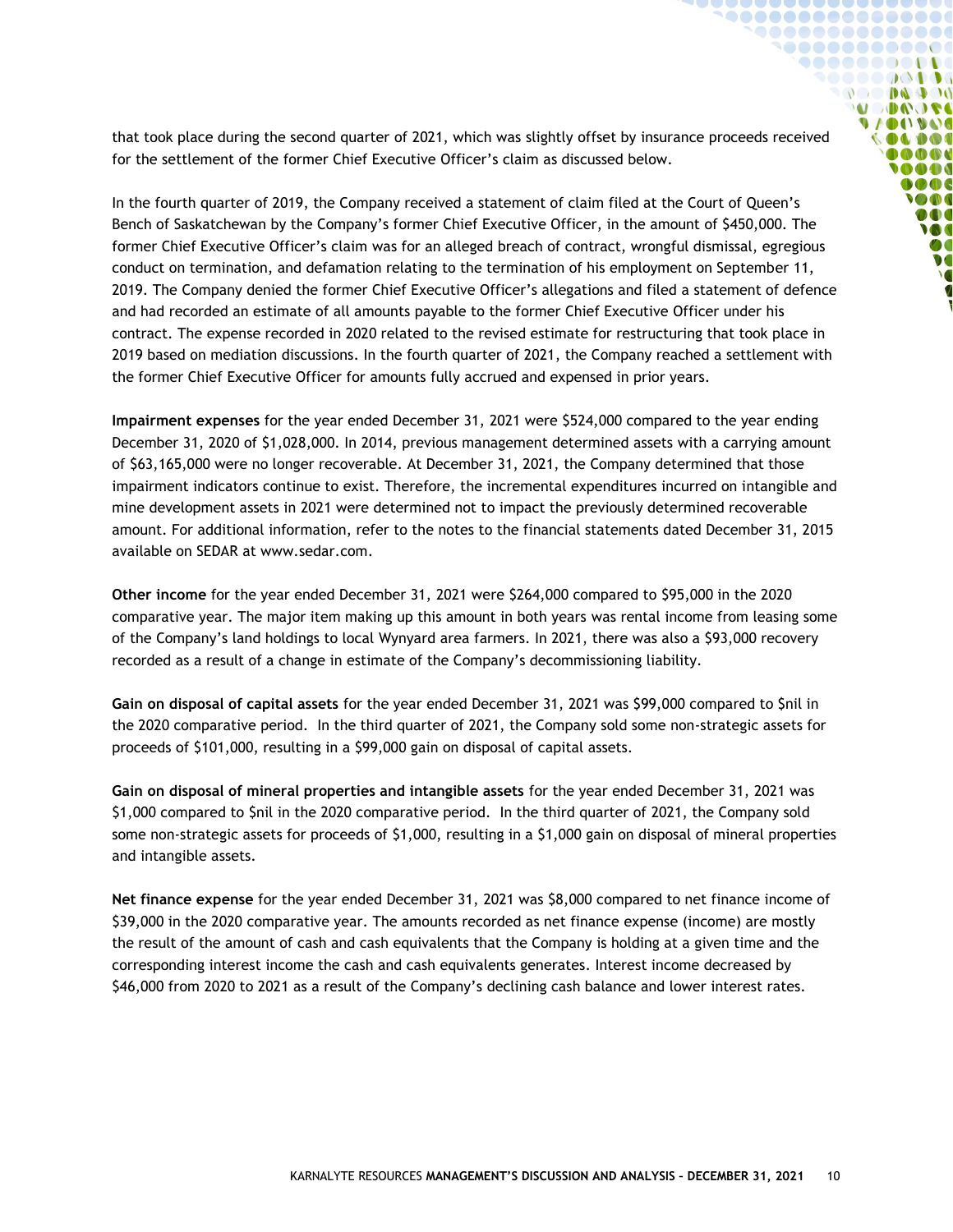that took place during the second quarter of 2021, which was slightly offset by insurance proceeds received for the settlement of the former Chief Executive Officer's claim as discussed below.

In the fourth quarter of 2019, the Company received a statement of claim filed at the Court of Queen's Bench of Saskatchewan by the Company's former Chief Executive Officer, in the amount of $450,000. The former Chief Executive Officer's claim was for an alleged breach of contract, wrongful dismissal, egregious conduct on termination, and defamation relating to the termination of his employment on September 11, 2019. The Company denied the former Chief Executive Officer's allegations and filed a statement of defence and had recorded an estimate of all amounts payable to the former Chief Executive Officer under his contract. The expense recorded in 2020 related to the revised estimate for restructuring that took place in 2019 based on mediation discussions. In the fourth quarter of 2021, the Company reached a settlement with the former Chief Executive Officer for amounts fully accrued and expensed in prior years.

**Impairment expenses** for the year ended December 31, 2021 were $524,000 compared to the year ending December 31, 2020 of $1,028,000. In 2014, previous management determined assets with a carrying amount of $63,165,000 were no longer recoverable. At December 31, 2021, the Company determined that those impairment indicators continue to exist. Therefore, the incremental expenditures incurred on intangible and mine development assets in 2021 were determined not to impact the previously determined recoverable amount. For additional information, refer to the notes to the financial statements dated December 31, 2015 available on SEDAR at www.sedar.com.

**Other income** for the year ended December 31, 2021 were $264,000 compared to $95,000 in the 2020 comparative year. The major item making up this amount in both years was rental income from leasing some of the Company's land holdings to local Wynyard area farmers. In 2021, there was also a $93,000 recovery recorded as a result of a change in estimate of the Company's decommissioning liability.

**Gain on disposal of capital assets** for the year ended December 31, 2021 was $99,000 compared to $nil in the 2020 comparative period. In the third quarter of 2021, the Company sold some non-strategic assets for proceeds of $101,000, resulting in a $99,000 gain on disposal of capital assets.

**Gain on disposal of mineral properties and intangible assets** for the year ended December 31, 2021 was $1,000 compared to $nil in the 2020 comparative period. In the third quarter of 2021, the Company sold some non-strategic assets for proceeds of $1,000, resulting in a $1,000 gain on disposal of mineral properties and intangible assets.

**Net finance expense** for the year ended December 31, 2021 was $8,000 compared to net finance income of $39,000 in the 2020 comparative year. The amounts recorded as net finance expense (income) are mostly the result of the amount of cash and cash equivalents that the Company is holding at a given time and the corresponding interest income the cash and cash equivalents generates. Interest income decreased by $46,000 from 2020 to 2021 as a result of the Company's declining cash balance and lower interest rates.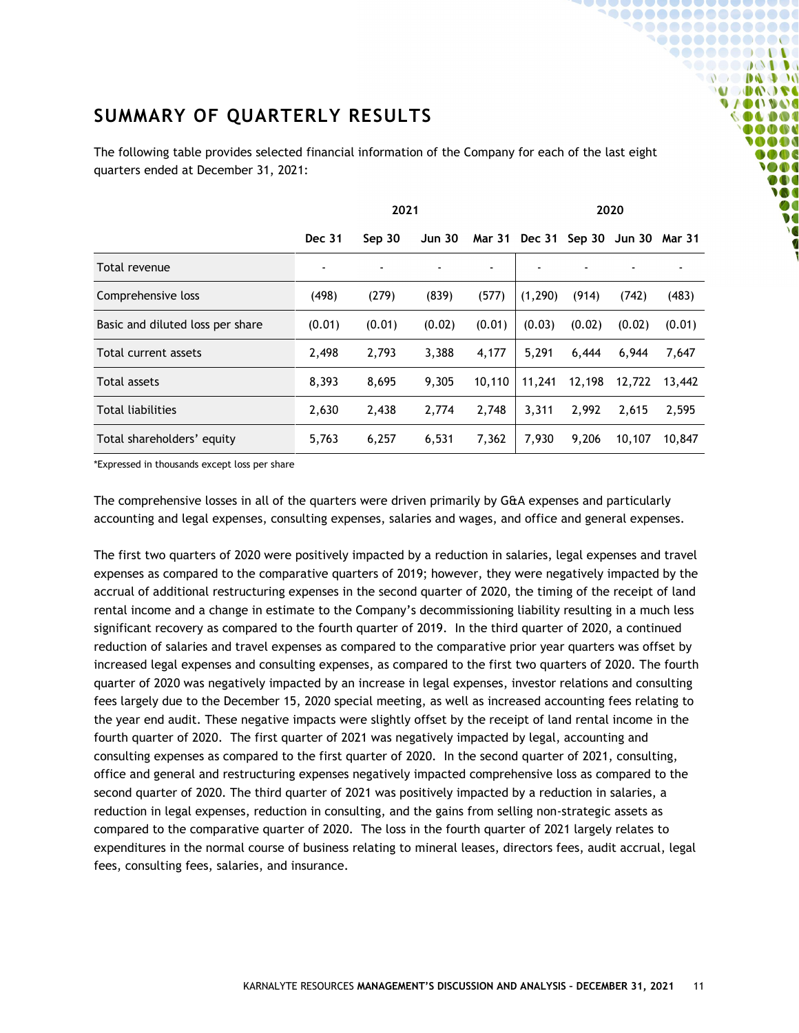## SUMMARY OF QUARTERLY RESULTS

The following table provides selected financial information of the Company for each of the last eight quarters ended at December 31, 2021:

| | 2021 | | | | 2020 | | | |
|---|---|---|---|---|---|---|---|---|
| | **Dec 31** | **Sep 30** | **Jun 30** | **Mar 31** | **Dec 31** | **Sep 30** | **Jun 30** | **Mar 31** |
| Total revenue | - | - | - | - | - | - | - | - |
| Comprehensive loss | (498) | (279) | (839) | (577) | (1,290) | (914) | (742) | (483) |
| Basic and diluted loss per share | (0.01) | (0.01) | (0.02) | (0.01) | (0.03) | (0.02) | (0.02) | (0.01) |
| Total current assets | 2,498 | 2,793 | 3,388 | 4,177 | 5,291 | 6,444 | 6,944 | 7,647 |
| Total assets | 8,393 | 8,695 | 9,305 | 10,110 | 11,241 | 12,198 | 12,722 | 13,442 |
| Total liabilities | 2,630 | 2,438 | 2,774 | 2,748 | 3,311 | 2,992 | 2,615 | 2,595 |
| Total shareholders' equity | 5,763 | 6,257 | 6,531 | 7,362 | 7,930 | 9,206 | 10,107 | 10,847 |

*Expressed in thousands except loss per share

The comprehensive losses in all of the quarters were driven primarily by G&A expenses and particularly accounting and legal expenses, consulting expenses, salaries and wages, and office and general expenses.

The first two quarters of 2020 were positively impacted by a reduction in salaries, legal expenses and travel expenses as compared to the comparative quarters of 2019; however, they were negatively impacted by the accrual of additional restructuring expenses in the second quarter of 2020, the timing of the receipt of land rental income and a change in estimate to the Company's decommissioning liability resulting in a much less significant recovery as compared to the fourth quarter of 2019. In the third quarter of 2020, a continued reduction of salaries and travel expenses as compared to the comparative prior year quarters was offset by increased legal expenses and consulting expenses, as compared to the first two quarters of 2020. The fourth quarter of 2020 was negatively impacted by an increase in legal expenses, investor relations and consulting fees largely due to the December 15, 2020 special meeting, as well as increased accounting fees relating to the year end audit. These negative impacts were slightly offset by the receipt of land rental income in the fourth quarter of 2020. The first quarter of 2021 was negatively impacted by legal, accounting and consulting expenses as compared to the first quarter of 2020. In the second quarter of 2021, consulting, office and general and restructuring expenses negatively impacted comprehensive loss as compared to the second quarter of 2020. The third quarter of 2021 was positively impacted by a reduction in salaries, a reduction in legal expenses, reduction in consulting, and the gains from selling non-strategic assets as compared to the comparative quarter of 2020. The loss in the fourth quarter of 2021 largely relates to expenditures in the normal course of business relating to mineral leases, directors fees, audit accrual, legal fees, consulting fees, salaries, and insurance.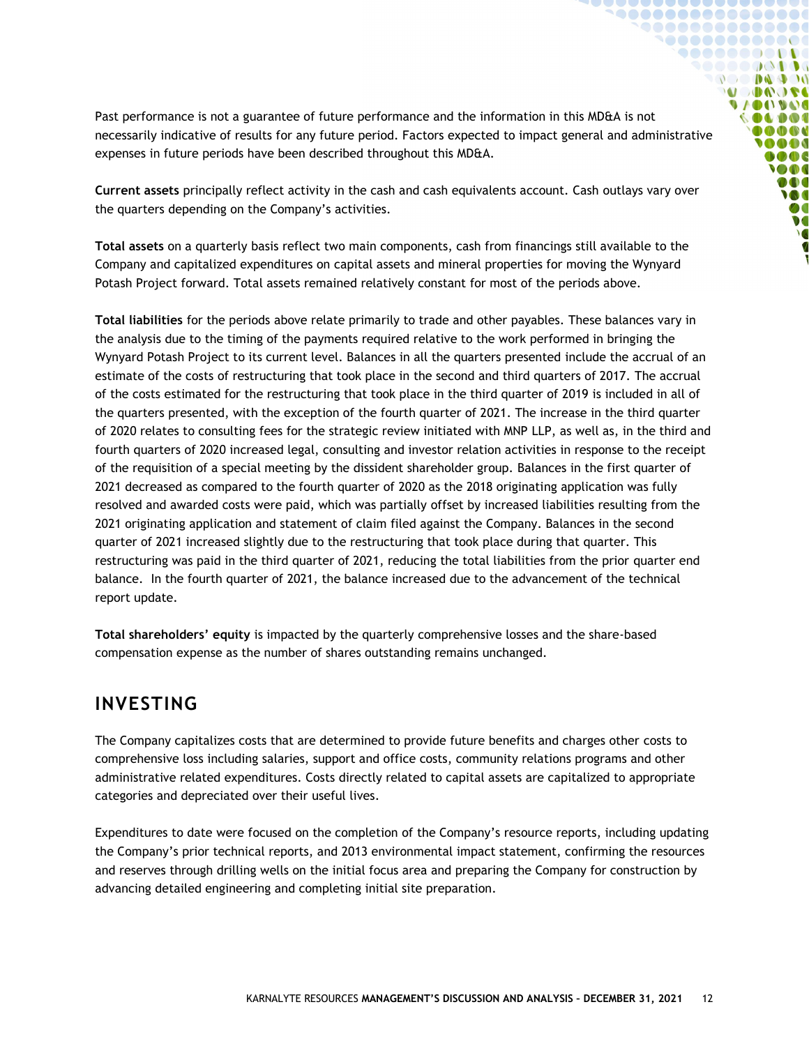Past performance is not a guarantee of future performance and the information in this MD&A is not necessarily indicative of results for any future period. Factors expected to impact general and administrative expenses in future periods have been described throughout this MD&A.

**Current assets** principally reflect activity in the cash and cash equivalents account. Cash outlays vary over the quarters depending on the Company's activities.

**Total assets** on a quarterly basis reflect two main components, cash from financings still available to the Company and capitalized expenditures on capital assets and mineral properties for moving the Wynyard Potash Project forward. Total assets remained relatively constant for most of the periods above.

**Total liabilities** for the periods above relate primarily to trade and other payables. These balances vary in the analysis due to the timing of the payments required relative to the work performed in bringing the Wynyard Potash Project to its current level. Balances in all the quarters presented include the accrual of an estimate of the costs of restructuring that took place in the second and third quarters of 2017. The accrual of the costs estimated for the restructuring that took place in the third quarter of 2019 is included in all of the quarters presented, with the exception of the fourth quarter of 2021. The increase in the third quarter of 2020 relates to consulting fees for the strategic review initiated with MNP LLP, as well as, in the third and fourth quarters of 2020 increased legal, consulting and investor relation activities in response to the receipt of the requisition of a special meeting by the dissident shareholder group. Balances in the first quarter of 2021 decreased as compared to the fourth quarter of 2020 as the 2018 originating application was fully resolved and awarded costs were paid, which was partially offset by increased liabilities resulting from the 2021 originating application and statement of claim filed against the Company. Balances in the second quarter of 2021 increased slightly due to the restructuring that took place during that quarter. This restructuring was paid in the third quarter of 2021, reducing the total liabilities from the prior quarter end balance. In the fourth quarter of 2021, the balance increased due to the advancement of the technical report update.

**Total shareholders' equity** is impacted by the quarterly comprehensive losses and the share-based compensation expense as the number of shares outstanding remains unchanged.

## INVESTING

The Company capitalizes costs that are determined to provide future benefits and charges other costs to comprehensive loss including salaries, support and office costs, community relations programs and other administrative related expenditures. Costs directly related to capital assets are capitalized to appropriate categories and depreciated over their useful lives.

Expenditures to date were focused on the completion of the Company's resource reports, including updating the Company's prior technical reports, and 2013 environmental impact statement, confirming the resources and reserves through drilling wells on the initial focus area and preparing the Company for construction by advancing detailed engineering and completing initial site preparation.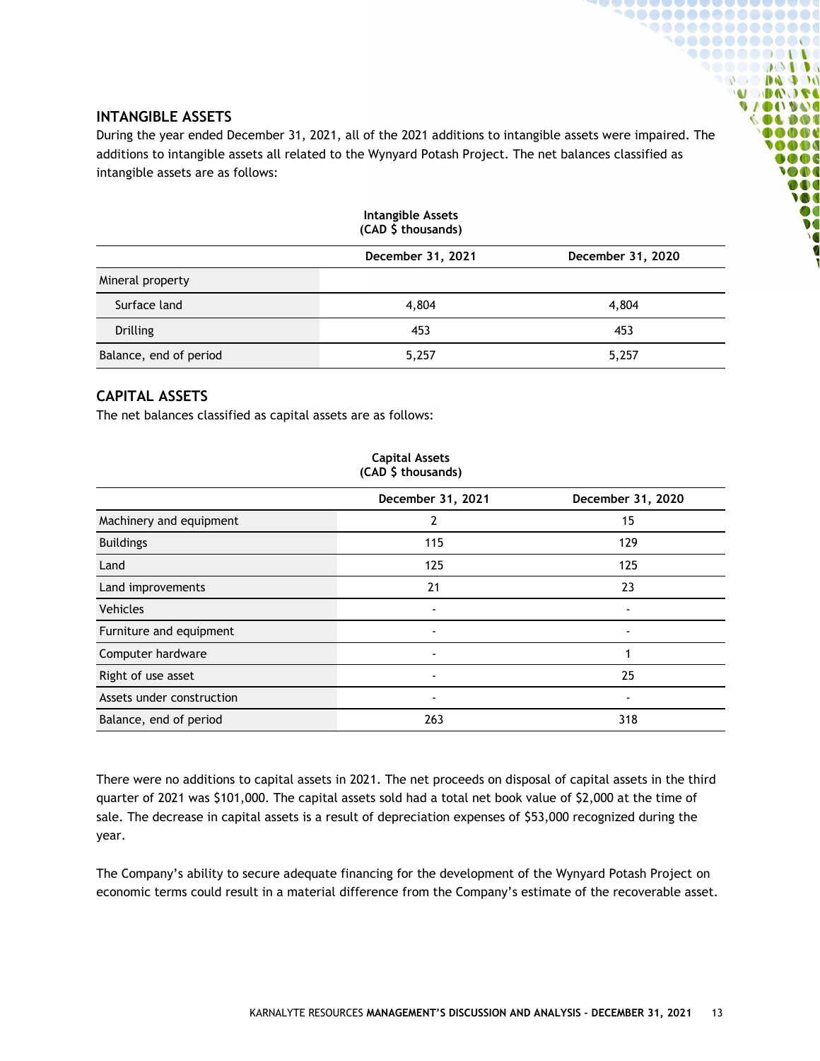## INTANGIBLE ASSETS

During the year ended December 31, 2021, all of the 2021 additions to intangible assets were impaired. The additions to intangible assets all related to the Wynyard Potash Project. The net balances classified as intangible assets are as follows:

**Intangible Assets (CAD $ thousands)**

| | December 31, 2021 | December 31, 2020 |
|---|---|---|
| Mineral property | | |
| Surface land | 4,804 | 4,804 |
| Drilling | 453 | 453 |
| Balance, end of period | 5,257 | 5,257 |

## CAPITAL ASSETS

The net balances classified as capital assets are as follows:

**Capital Assets (CAD $ thousands)**

| | December 31, 2021 | December 31, 2020 |
|---|---|---|
| Machinery and equipment | 2 | 15 |
| Buildings | 115 | 129 |
| Land | 125 | 125 |
| Land improvements | 21 | 23 |
| Vehicles | - | - |
| Furniture and equipment | - | - |
| Computer hardware | - | 1 |
| Right of use asset | - | 25 |
| Assets under construction | - | - |
| Balance, end of period | 263 | 318 |

There were no additions to capital assets in 2021. The net proceeds on disposal of capital assets in the third quarter of 2021 was $101,000. The capital assets sold had a total net book value of $2,000 at the time of sale. The decrease in capital assets is a result of depreciation expenses of $53,000 recognized during the year.

The Company's ability to secure adequate financing for the development of the Wynyard Potash Project on economic terms could result in a material difference from the Company's estimate of the recoverable asset.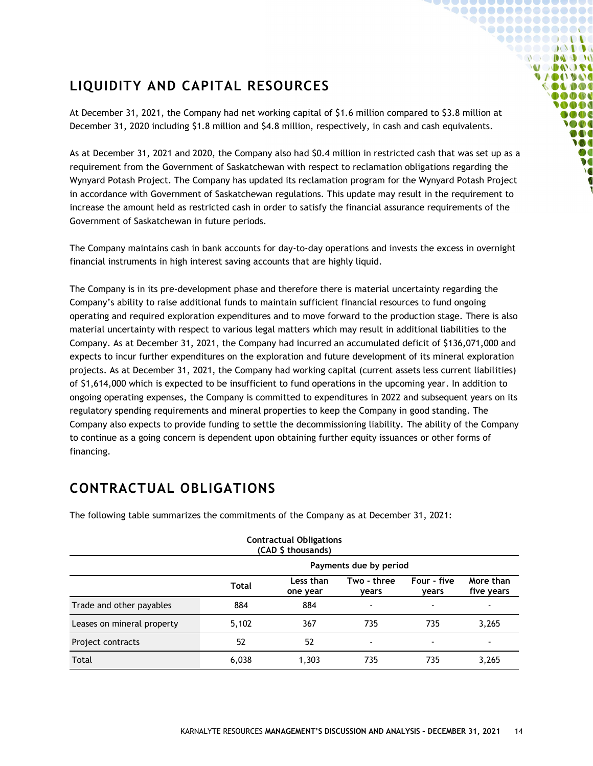## LIQUIDITY AND CAPITAL RESOURCES

At December 31, 2021, the Company had net working capital of $1.6 million compared to $3.8 million at December 31, 2020 including $1.8 million and $4.8 million, respectively, in cash and cash equivalents.

As at December 31, 2021 and 2020, the Company also had $0.4 million in restricted cash that was set up as a requirement from the Government of Saskatchewan with respect to reclamation obligations regarding the Wynyard Potash Project. The Company has updated its reclamation program for the Wynyard Potash Project in accordance with Government of Saskatchewan regulations. This update may result in the requirement to increase the amount held as restricted cash in order to satisfy the financial assurance requirements of the Government of Saskatchewan in future periods.

The Company maintains cash in bank accounts for day-to-day operations and invests the excess in overnight financial instruments in high interest saving accounts that are highly liquid.

The Company is in its pre-development phase and therefore there is material uncertainty regarding the Company's ability to raise additional funds to maintain sufficient financial resources to fund ongoing operating and required exploration expenditures and to move forward to the production stage. There is also material uncertainty with respect to various legal matters which may result in additional liabilities to the Company. As at December 31, 2021, the Company had incurred an accumulated deficit of $136,071,000 and expects to incur further expenditures on the exploration and future development of its mineral exploration projects. As at December 31, 2021, the Company had working capital (current assets less current liabilities) of $1,614,000 which is expected to be insufficient to fund operations in the upcoming year. In addition to ongoing operating expenses, the Company is committed to expenditures in 2022 and subsequent years on its regulatory spending requirements and mineral properties to keep the Company in good standing. The Company also expects to provide funding to settle the decommissioning liability. The ability of the Company to continue as a going concern is dependent upon obtaining further equity issuances or other forms of financing.

## CONTRACTUAL OBLIGATIONS

The following table summarizes the commitments of the Company as at December 31, 2021:

**Contractual Obligations (CAD $ thousands)**

| | Payments due by period | | | | |
|---|---|---|---|---|---|
| | Total | Less than one year | Two - three years | Four - five years | More than five years |
| Trade and other payables | 884 | 884 | - | - | - |
| Leases on mineral property | 5,102 | 367 | 735 | 735 | 3,265 |
| Project contracts | 52 | 52 | - | - | - |
| Total | 6,038 | 1,303 | 735 | 735 | 3,265 |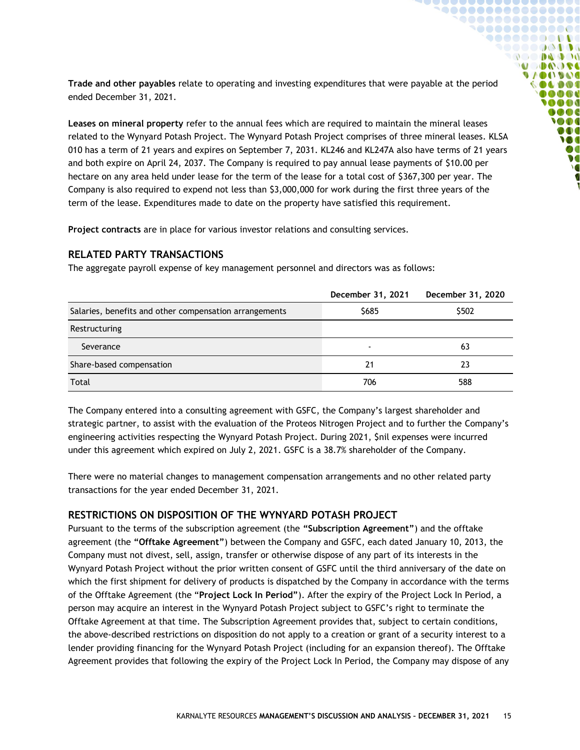**Trade and other payables** relate to operating and investing expenditures that were payable at the period ended December 31, 2021.

**Leases on mineral property** refer to the annual fees which are required to maintain the mineral leases related to the Wynyard Potash Project. The Wynyard Potash Project comprises of three mineral leases. KLSA 010 has a term of 21 years and expires on September 7, 2031. KL246 and KL247A also have terms of 21 years and both expire on April 24, 2037. The Company is required to pay annual lease payments of $10.00 per hectare on any area held under lease for the term of the lease for a total cost of $367,300 per year. The Company is also required to expend not less than $3,000,000 for work during the first three years of the term of the lease. Expenditures made to date on the property have satisfied this requirement.

**Project contracts** are in place for various investor relations and consulting services.

## RELATED PARTY TRANSACTIONS

The aggregate payroll expense of key management personnel and directors was as follows:

| | December 31, 2021 | December 31, 2020 |
|---|---|---|
| Salaries, benefits and other compensation arrangements | $685 | $502 |
| Restructuring | | |
| Severance | - | 63 |
| Share-based compensation | 21 | 23 |
| Total | 706 | 588 |

The Company entered into a consulting agreement with GSFC, the Company's largest shareholder and strategic partner, to assist with the evaluation of the Proteos Nitrogen Project and to further the Company's engineering activities respecting the Wynyard Potash Project. During 2021, $nil expenses were incurred under this agreement which expired on July 2, 2021. GSFC is a 38.7% shareholder of the Company.

There were no material changes to management compensation arrangements and no other related party transactions for the year ended December 31, 2021.

## RESTRICTIONS ON DISPOSITION OF THE WYNYARD POTASH PROJECT

Pursuant to the terms of the subscription agreement (the **"Subscription Agreement"**) and the offtake agreement (the **"Offtake Agreement"**) between the Company and GSFC, each dated January 10, 2013, the Company must not divest, sell, assign, transfer or otherwise dispose of any part of its interests in the Wynyard Potash Project without the prior written consent of GSFC until the third anniversary of the date on which the first shipment for delivery of products is dispatched by the Company in accordance with the terms of the Offtake Agreement (the "**Project Lock In Period"**). After the expiry of the Project Lock In Period, a person may acquire an interest in the Wynyard Potash Project subject to GSFC's right to terminate the Offtake Agreement at that time. The Subscription Agreement provides that, subject to certain conditions, the above-described restrictions on disposition do not apply to a creation or grant of a security interest to a lender providing financing for the Wynyard Potash Project (including for an expansion thereof). The Offtake Agreement provides that following the expiry of the Project Lock In Period, the Company may dispose of any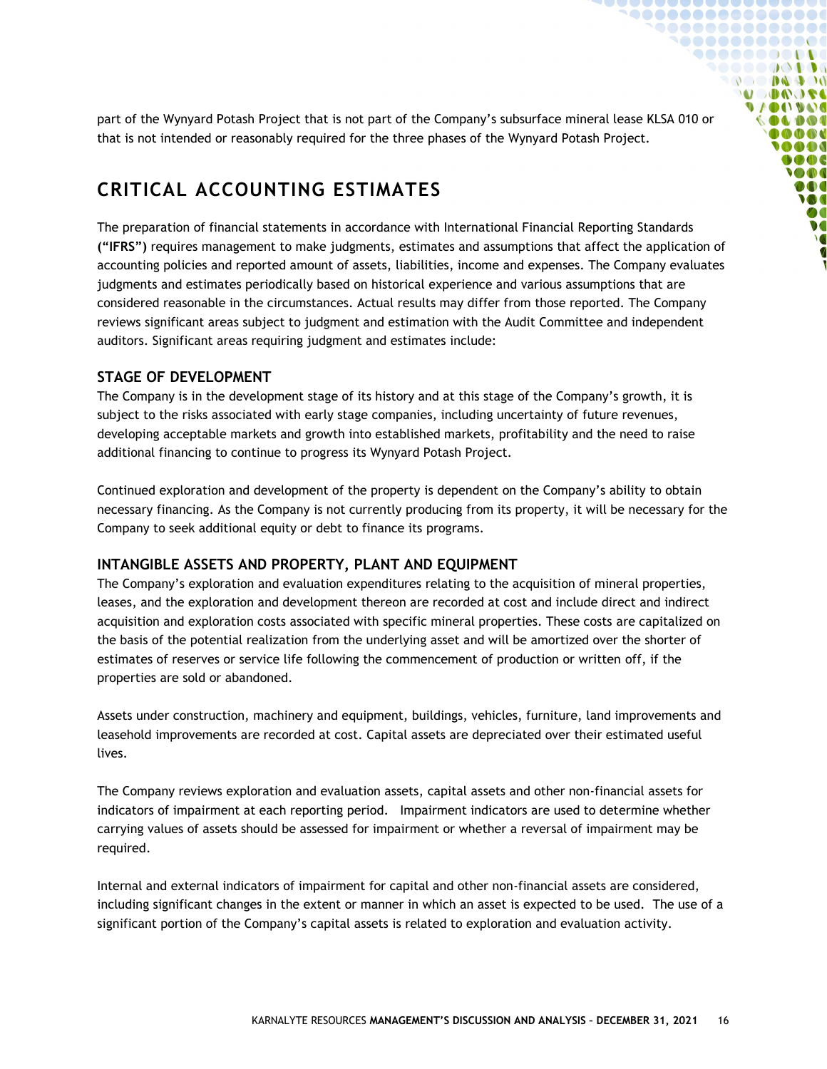part of the Wynyard Potash Project that is not part of the Company's subsurface mineral lease KLSA 010 or that is not intended or reasonably required for the three phases of the Wynyard Potash Project.

# CRITICAL ACCOUNTING ESTIMATES

The preparation of financial statements in accordance with International Financial Reporting Standards **("IFRS")** requires management to make judgments, estimates and assumptions that affect the application of accounting policies and reported amount of assets, liabilities, income and expenses. The Company evaluates judgments and estimates periodically based on historical experience and various assumptions that are considered reasonable in the circumstances. Actual results may differ from those reported. The Company reviews significant areas subject to judgment and estimation with the Audit Committee and independent auditors. Significant areas requiring judgment and estimates include:

## STAGE OF DEVELOPMENT

The Company is in the development stage of its history and at this stage of the Company's growth, it is subject to the risks associated with early stage companies, including uncertainty of future revenues, developing acceptable markets and growth into established markets, profitability and the need to raise additional financing to continue to progress its Wynyard Potash Project.

Continued exploration and development of the property is dependent on the Company's ability to obtain necessary financing. As the Company is not currently producing from its property, it will be necessary for the Company to seek additional equity or debt to finance its programs.

## INTANGIBLE ASSETS AND PROPERTY, PLANT AND EQUIPMENT

The Company's exploration and evaluation expenditures relating to the acquisition of mineral properties, leases, and the exploration and development thereon are recorded at cost and include direct and indirect acquisition and exploration costs associated with specific mineral properties. These costs are capitalized on the basis of the potential realization from the underlying asset and will be amortized over the shorter of estimates of reserves or service life following the commencement of production or written off, if the properties are sold or abandoned.

Assets under construction, machinery and equipment, buildings, vehicles, furniture, land improvements and leasehold improvements are recorded at cost. Capital assets are depreciated over their estimated useful lives.

The Company reviews exploration and evaluation assets, capital assets and other non-financial assets for indicators of impairment at each reporting period. Impairment indicators are used to determine whether carrying values of assets should be assessed for impairment or whether a reversal of impairment may be required.

Internal and external indicators of impairment for capital and other non-financial assets are considered, including significant changes in the extent or manner in which an asset is expected to be used. The use of a significant portion of the Company's capital assets is related to exploration and evaluation activity.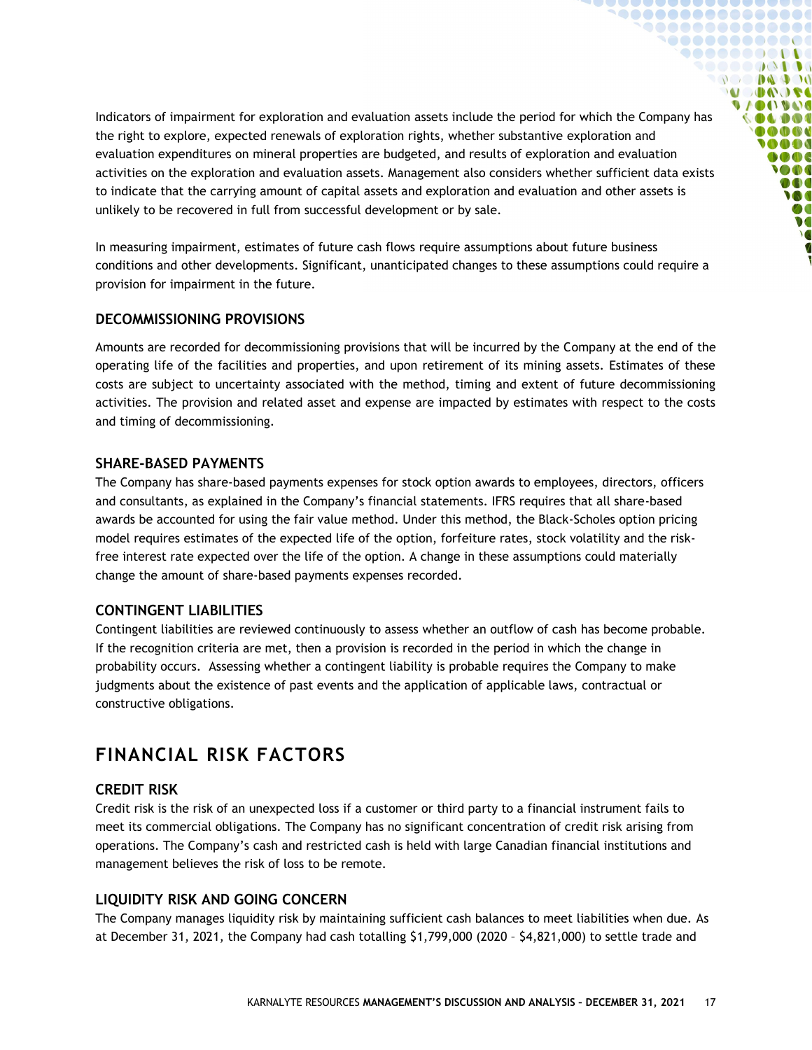Indicators of impairment for exploration and evaluation assets include the period for which the Company has the right to explore, expected renewals of exploration rights, whether substantive exploration and evaluation expenditures on mineral properties are budgeted, and results of exploration and evaluation activities on the exploration and evaluation assets. Management also considers whether sufficient data exists to indicate that the carrying amount of capital assets and exploration and evaluation and other assets is unlikely to be recovered in full from successful development or by sale.

In measuring impairment, estimates of future cash flows require assumptions about future business conditions and other developments. Significant, unanticipated changes to these assumptions could require a provision for impairment in the future.

### DECOMMISSIONING PROVISIONS

Amounts are recorded for decommissioning provisions that will be incurred by the Company at the end of the operating life of the facilities and properties, and upon retirement of its mining assets. Estimates of these costs are subject to uncertainty associated with the method, timing and extent of future decommissioning activities. The provision and related asset and expense are impacted by estimates with respect to the costs and timing of decommissioning.

### SHARE-BASED PAYMENTS

The Company has share-based payments expenses for stock option awards to employees, directors, officers and consultants, as explained in the Company's financial statements. IFRS requires that all share-based awards be accounted for using the fair value method. Under this method, the Black-Scholes option pricing model requires estimates of the expected life of the option, forfeiture rates, stock volatility and the risk-free interest rate expected over the life of the option. A change in these assumptions could materially change the amount of share-based payments expenses recorded.

### CONTINGENT LIABILITIES

Contingent liabilities are reviewed continuously to assess whether an outflow of cash has become probable. If the recognition criteria are met, then a provision is recorded in the period in which the change in probability occurs. Assessing whether a contingent liability is probable requires the Company to make judgments about the existence of past events and the application of applicable laws, contractual or constructive obligations.

## FINANCIAL RISK FACTORS

### CREDIT RISK

Credit risk is the risk of an unexpected loss if a customer or third party to a financial instrument fails to meet its commercial obligations. The Company has no significant concentration of credit risk arising from operations. The Company's cash and restricted cash is held with large Canadian financial institutions and management believes the risk of loss to be remote.

### LIQUIDITY RISK AND GOING CONCERN

The Company manages liquidity risk by maintaining sufficient cash balances to meet liabilities when due. As at December 31, 2021, the Company had cash totalling $1,799,000 (2020 – $4,821,000) to settle trade and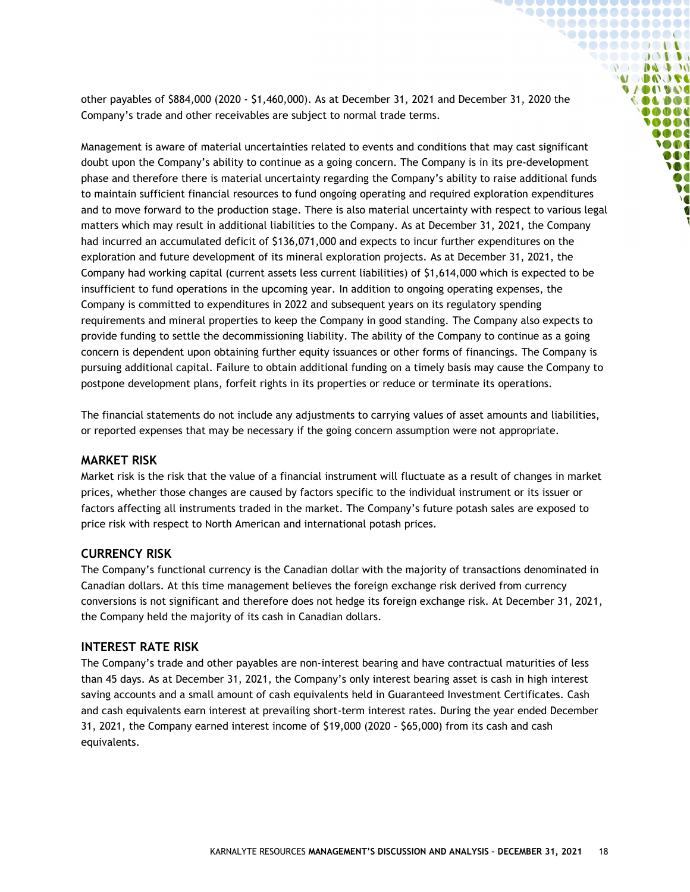other payables of $884,000 (2020 - $1,460,000). As at December 31, 2021 and December 31, 2020 the Company's trade and other receivables are subject to normal trade terms.

Management is aware of material uncertainties related to events and conditions that may cast significant doubt upon the Company's ability to continue as a going concern. The Company is in its pre-development phase and therefore there is material uncertainty regarding the Company's ability to raise additional funds to maintain sufficient financial resources to fund ongoing operating and required exploration expenditures and to move forward to the production stage. There is also material uncertainty with respect to various legal matters which may result in additional liabilities to the Company. As at December 31, 2021, the Company had incurred an accumulated deficit of $136,071,000 and expects to incur further expenditures on the exploration and future development of its mineral exploration projects. As at December 31, 2021, the Company had working capital (current assets less current liabilities) of $1,614,000 which is expected to be insufficient to fund operations in the upcoming year. In addition to ongoing operating expenses, the Company is committed to expenditures in 2022 and subsequent years on its regulatory spending requirements and mineral properties to keep the Company in good standing. The Company also expects to provide funding to settle the decommissioning liability. The ability of the Company to continue as a going concern is dependent upon obtaining further equity issuances or other forms of financings. The Company is pursuing additional capital. Failure to obtain additional funding on a timely basis may cause the Company to postpone development plans, forfeit rights in its properties or reduce or terminate its operations.

The financial statements do not include any adjustments to carrying values of asset amounts and liabilities, or reported expenses that may be necessary if the going concern assumption were not appropriate.

## MARKET RISK

Market risk is the risk that the value of a financial instrument will fluctuate as a result of changes in market prices, whether those changes are caused by factors specific to the individual instrument or its issuer or factors affecting all instruments traded in the market. The Company's future potash sales are exposed to price risk with respect to North American and international potash prices.

## CURRENCY RISK

The Company's functional currency is the Canadian dollar with the majority of transactions denominated in Canadian dollars. At this time management believes the foreign exchange risk derived from currency conversions is not significant and therefore does not hedge its foreign exchange risk. At December 31, 2021, the Company held the majority of its cash in Canadian dollars.

## INTEREST RATE RISK

The Company's trade and other payables are non-interest bearing and have contractual maturities of less than 45 days. As at December 31, 2021, the Company's only interest bearing asset is cash in high interest saving accounts and a small amount of cash equivalents held in Guaranteed Investment Certificates. Cash and cash equivalents earn interest at prevailing short-term interest rates. During the year ended December 31, 2021, the Company earned interest income of $19,000 (2020 - $65,000) from its cash and cash equivalents.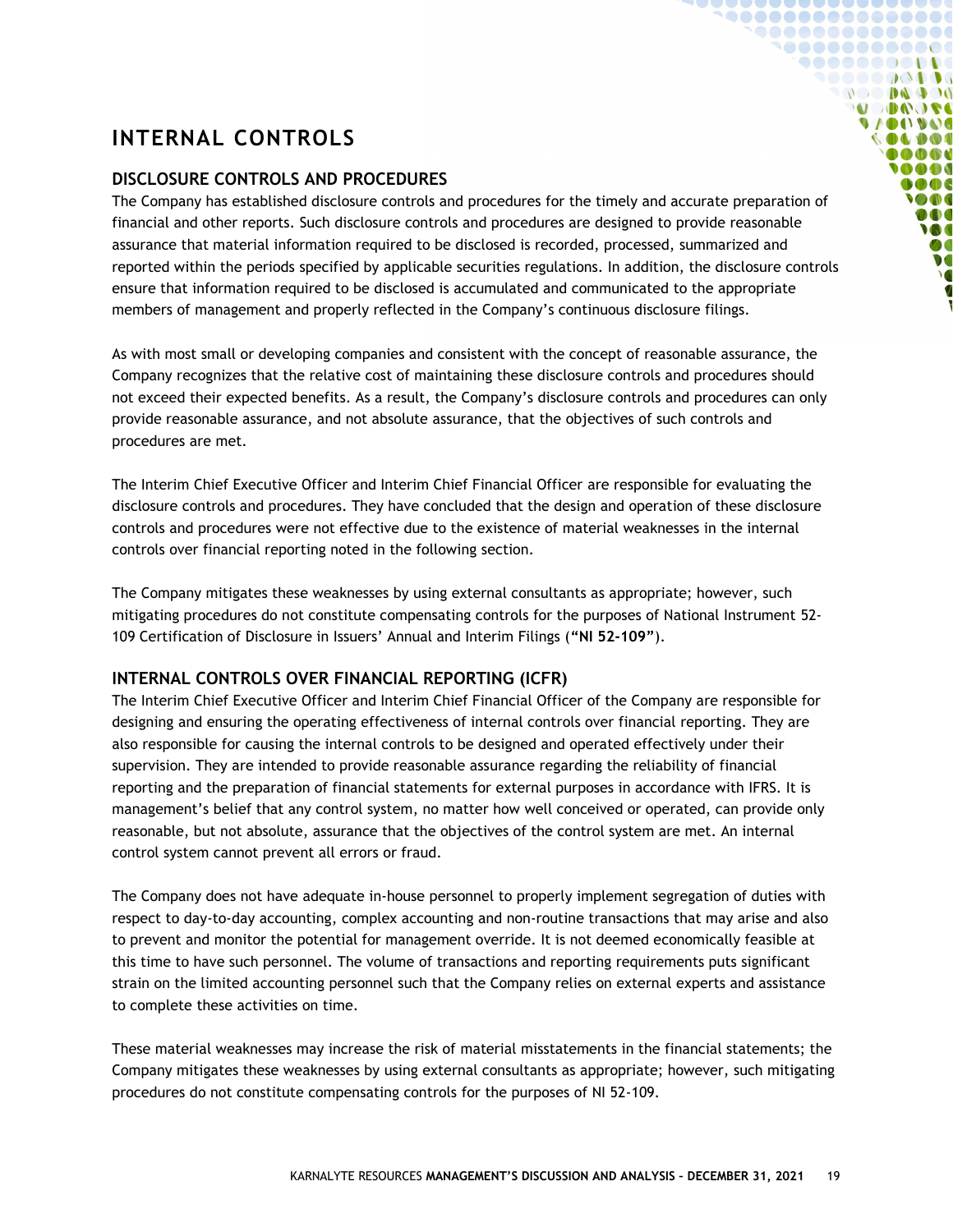# INTERNAL CONTROLS

## DISCLOSURE CONTROLS AND PROCEDURES

The Company has established disclosure controls and procedures for the timely and accurate preparation of financial and other reports. Such disclosure controls and procedures are designed to provide reasonable assurance that material information required to be disclosed is recorded, processed, summarized and reported within the periods specified by applicable securities regulations. In addition, the disclosure controls ensure that information required to be disclosed is accumulated and communicated to the appropriate members of management and properly reflected in the Company's continuous disclosure filings.

As with most small or developing companies and consistent with the concept of reasonable assurance, the Company recognizes that the relative cost of maintaining these disclosure controls and procedures should not exceed their expected benefits. As a result, the Company's disclosure controls and procedures can only provide reasonable assurance, and not absolute assurance, that the objectives of such controls and procedures are met.

The Interim Chief Executive Officer and Interim Chief Financial Officer are responsible for evaluating the disclosure controls and procedures. They have concluded that the design and operation of these disclosure controls and procedures were not effective due to the existence of material weaknesses in the internal controls over financial reporting noted in the following section.

The Company mitigates these weaknesses by using external consultants as appropriate; however, such mitigating procedures do not constitute compensating controls for the purposes of National Instrument 52-109 Certification of Disclosure in Issuers' Annual and Interim Filings (**"NI 52-109"**).

## INTERNAL CONTROLS OVER FINANCIAL REPORTING (ICFR)

The Interim Chief Executive Officer and Interim Chief Financial Officer of the Company are responsible for designing and ensuring the operating effectiveness of internal controls over financial reporting. They are also responsible for causing the internal controls to be designed and operated effectively under their supervision. They are intended to provide reasonable assurance regarding the reliability of financial reporting and the preparation of financial statements for external purposes in accordance with IFRS. It is management's belief that any control system, no matter how well conceived or operated, can provide only reasonable, but not absolute, assurance that the objectives of the control system are met. An internal control system cannot prevent all errors or fraud.

The Company does not have adequate in-house personnel to properly implement segregation of duties with respect to day-to-day accounting, complex accounting and non-routine transactions that may arise and also to prevent and monitor the potential for management override. It is not deemed economically feasible at this time to have such personnel. The volume of transactions and reporting requirements puts significant strain on the limited accounting personnel such that the Company relies on external experts and assistance to complete these activities on time.

These material weaknesses may increase the risk of material misstatements in the financial statements; the Company mitigates these weaknesses by using external consultants as appropriate; however, such mitigating procedures do not constitute compensating controls for the purposes of NI 52-109.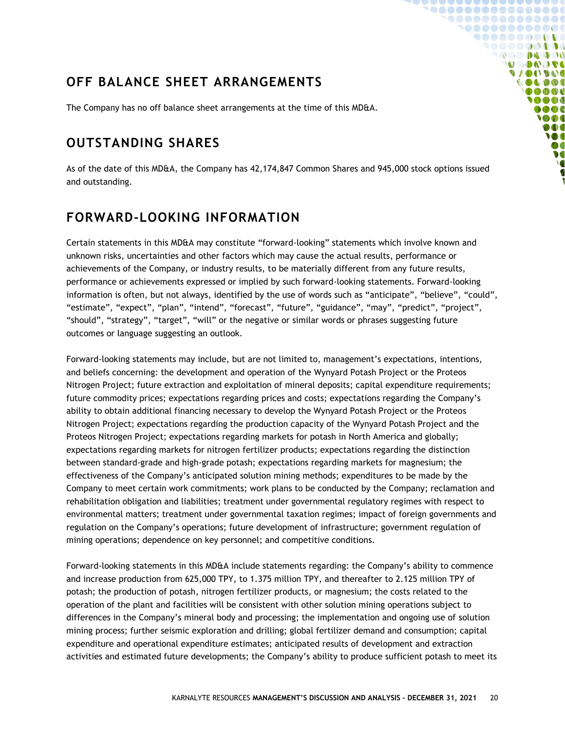## OFF BALANCE SHEET ARRANGEMENTS

The Company has no off balance sheet arrangements at the time of this MD&A.

## OUTSTANDING SHARES

As of the date of this MD&A, the Company has 42,174,847 Common Shares and 945,000 stock options issued and outstanding.

## FORWARD-LOOKING INFORMATION

Certain statements in this MD&A may constitute "forward-looking" statements which involve known and unknown risks, uncertainties and other factors which may cause the actual results, performance or achievements of the Company, or industry results, to be materially different from any future results, performance or achievements expressed or implied by such forward-looking statements. Forward-looking information is often, but not always, identified by the use of words such as "anticipate", "believe", "could", "estimate", "expect", "plan", "intend", "forecast", "future", "guidance", "may", "predict", "project", "should", "strategy", "target", "will" or the negative or similar words or phrases suggesting future outcomes or language suggesting an outlook.

Forward-looking statements may include, but are not limited to, management's expectations, intentions, and beliefs concerning: the development and operation of the Wynyard Potash Project or the Proteos Nitrogen Project; future extraction and exploitation of mineral deposits; capital expenditure requirements; future commodity prices; expectations regarding prices and costs; expectations regarding the Company's ability to obtain additional financing necessary to develop the Wynyard Potash Project or the Proteos Nitrogen Project; expectations regarding the production capacity of the Wynyard Potash Project and the Proteos Nitrogen Project; expectations regarding markets for potash in North America and globally; expectations regarding markets for nitrogen fertilizer products; expectations regarding the distinction between standard-grade and high-grade potash; expectations regarding markets for magnesium; the effectiveness of the Company's anticipated solution mining methods; expenditures to be made by the Company to meet certain work commitments; work plans to be conducted by the Company; reclamation and rehabilitation obligation and liabilities; treatment under governmental regulatory regimes with respect to environmental matters; treatment under governmental taxation regimes; impact of foreign governments and regulation on the Company's operations; future development of infrastructure; government regulation of mining operations; dependence on key personnel; and competitive conditions.

Forward-looking statements in this MD&A include statements regarding: the Company's ability to commence and increase production from 625,000 TPY, to 1.375 million TPY, and thereafter to 2.125 million TPY of potash; the production of potash, nitrogen fertilizer products, or magnesium; the costs related to the operation of the plant and facilities will be consistent with other solution mining operations subject to differences in the Company's mineral body and processing; the implementation and ongoing use of solution mining process; further seismic exploration and drilling; global fertilizer demand and consumption; capital expenditure and operational expenditure estimates; anticipated results of development and extraction activities and estimated future developments; the Company's ability to produce sufficient potash to meet its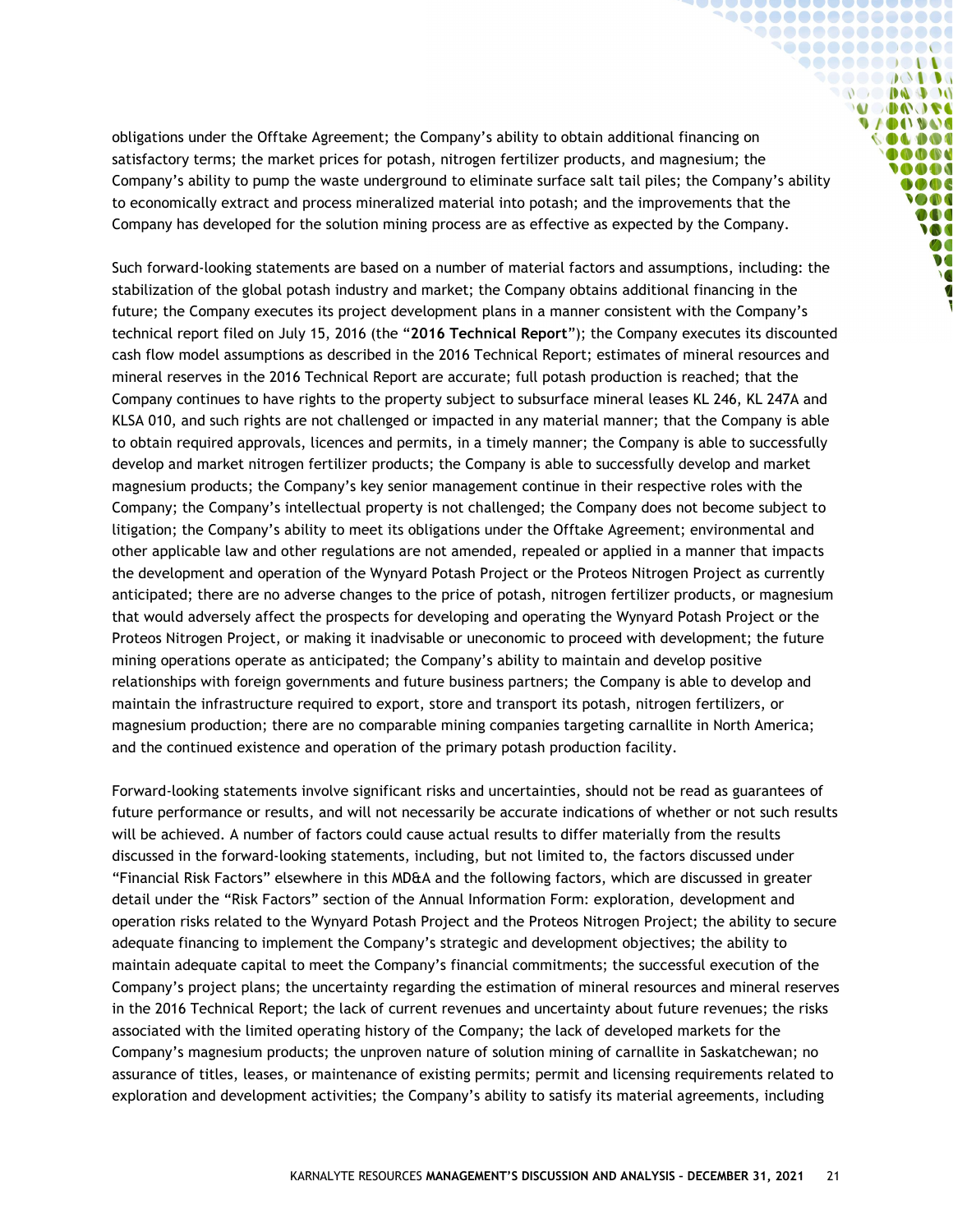obligations under the Offtake Agreement; the Company's ability to obtain additional financing on satisfactory terms; the market prices for potash, nitrogen fertilizer products, and magnesium; the Company's ability to pump the waste underground to eliminate surface salt tail piles; the Company's ability to economically extract and process mineralized material into potash; and the improvements that the Company has developed for the solution mining process are as effective as expected by the Company.

Such forward-looking statements are based on a number of material factors and assumptions, including: the stabilization of the global potash industry and market; the Company obtains additional financing in the future; the Company executes its project development plans in a manner consistent with the Company's technical report filed on July 15, 2016 (the "**2016 Technical Report**"); the Company executes its discounted cash flow model assumptions as described in the 2016 Technical Report; estimates of mineral resources and mineral reserves in the 2016 Technical Report are accurate; full potash production is reached; that the Company continues to have rights to the property subject to subsurface mineral leases KL 246, KL 247A and KLSA 010, and such rights are not challenged or impacted in any material manner; that the Company is able to obtain required approvals, licences and permits, in a timely manner; the Company is able to successfully develop and market nitrogen fertilizer products; the Company is able to successfully develop and market magnesium products; the Company's key senior management continue in their respective roles with the Company; the Company's intellectual property is not challenged; the Company does not become subject to litigation; the Company's ability to meet its obligations under the Offtake Agreement; environmental and other applicable law and other regulations are not amended, repealed or applied in a manner that impacts the development and operation of the Wynyard Potash Project or the Proteos Nitrogen Project as currently anticipated; there are no adverse changes to the price of potash, nitrogen fertilizer products, or magnesium that would adversely affect the prospects for developing and operating the Wynyard Potash Project or the Proteos Nitrogen Project, or making it inadvisable or uneconomic to proceed with development; the future mining operations operate as anticipated; the Company's ability to maintain and develop positive relationships with foreign governments and future business partners; the Company is able to develop and maintain the infrastructure required to export, store and transport its potash, nitrogen fertilizers, or magnesium production; there are no comparable mining companies targeting carnallite in North America; and the continued existence and operation of the primary potash production facility.

Forward-looking statements involve significant risks and uncertainties, should not be read as guarantees of future performance or results, and will not necessarily be accurate indications of whether or not such results will be achieved. A number of factors could cause actual results to differ materially from the results discussed in the forward-looking statements, including, but not limited to, the factors discussed under "Financial Risk Factors" elsewhere in this MD&A and the following factors, which are discussed in greater detail under the "Risk Factors" section of the Annual Information Form: exploration, development and operation risks related to the Wynyard Potash Project and the Proteos Nitrogen Project; the ability to secure adequate financing to implement the Company's strategic and development objectives; the ability to maintain adequate capital to meet the Company's financial commitments; the successful execution of the Company's project plans; the uncertainty regarding the estimation of mineral resources and mineral reserves in the 2016 Technical Report; the lack of current revenues and uncertainty about future revenues; the risks associated with the limited operating history of the Company; the lack of developed markets for the Company's magnesium products; the unproven nature of solution mining of carnallite in Saskatchewan; no assurance of titles, leases, or maintenance of existing permits; permit and licensing requirements related to exploration and development activities; the Company's ability to satisfy its material agreements, including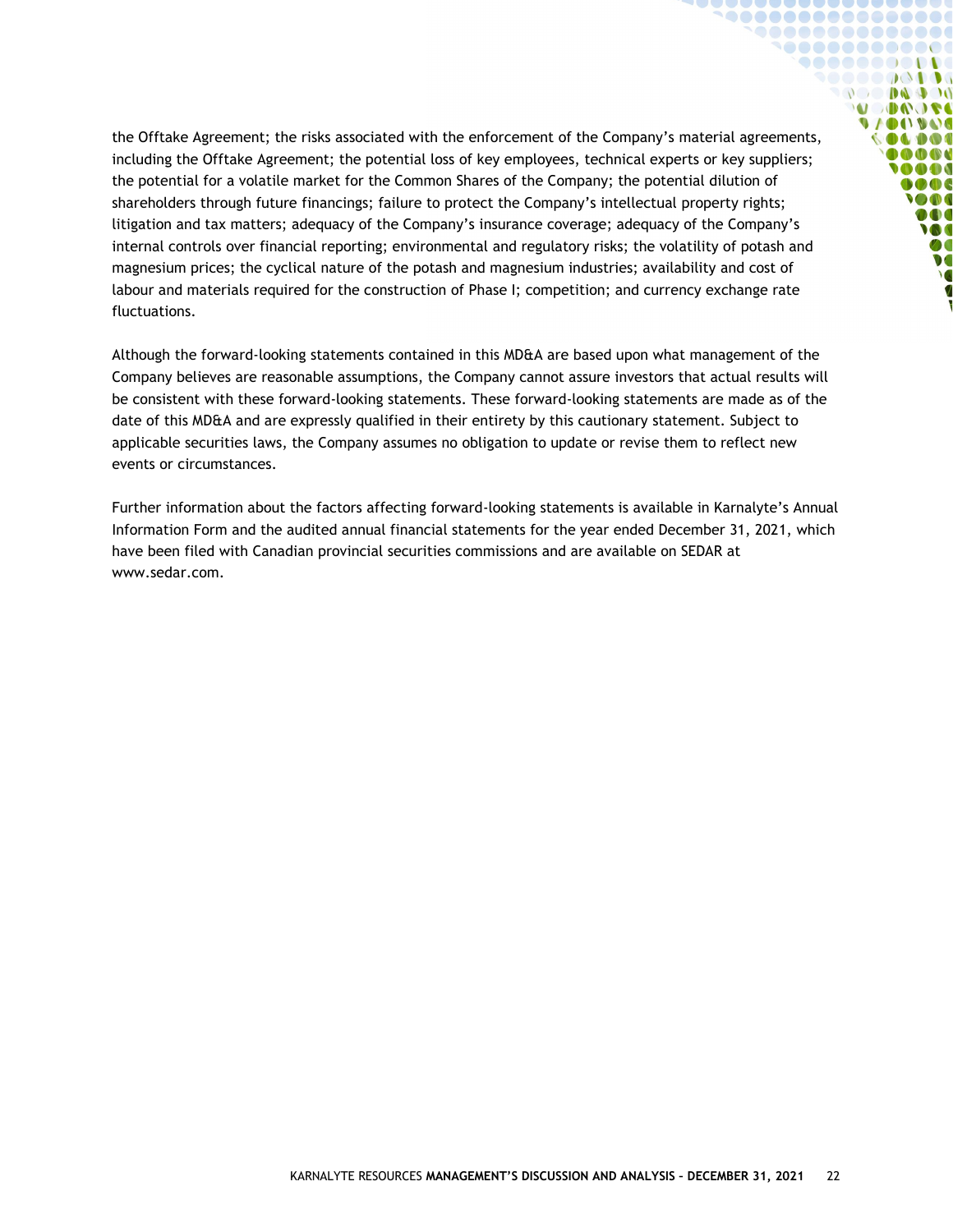the Offtake Agreement; the risks associated with the enforcement of the Company's material agreements, including the Offtake Agreement; the potential loss of key employees, technical experts or key suppliers; the potential for a volatile market for the Common Shares of the Company; the potential dilution of shareholders through future financings; failure to protect the Company's intellectual property rights; litigation and tax matters; adequacy of the Company's insurance coverage; adequacy of the Company's internal controls over financial reporting; environmental and regulatory risks; the volatility of potash and magnesium prices; the cyclical nature of the potash and magnesium industries; availability and cost of labour and materials required for the construction of Phase I; competition; and currency exchange rate fluctuations.

Although the forward-looking statements contained in this MD&A are based upon what management of the Company believes are reasonable assumptions, the Company cannot assure investors that actual results will be consistent with these forward-looking statements. These forward-looking statements are made as of the date of this MD&A and are expressly qualified in their entirety by this cautionary statement. Subject to applicable securities laws, the Company assumes no obligation to update or revise them to reflect new events or circumstances.

Further information about the factors affecting forward-looking statements is available in Karnalyte's Annual Information Form and the audited annual financial statements for the year ended December 31, 2021, which have been filed with Canadian provincial securities commissions and are available on SEDAR at www.sedar.com.